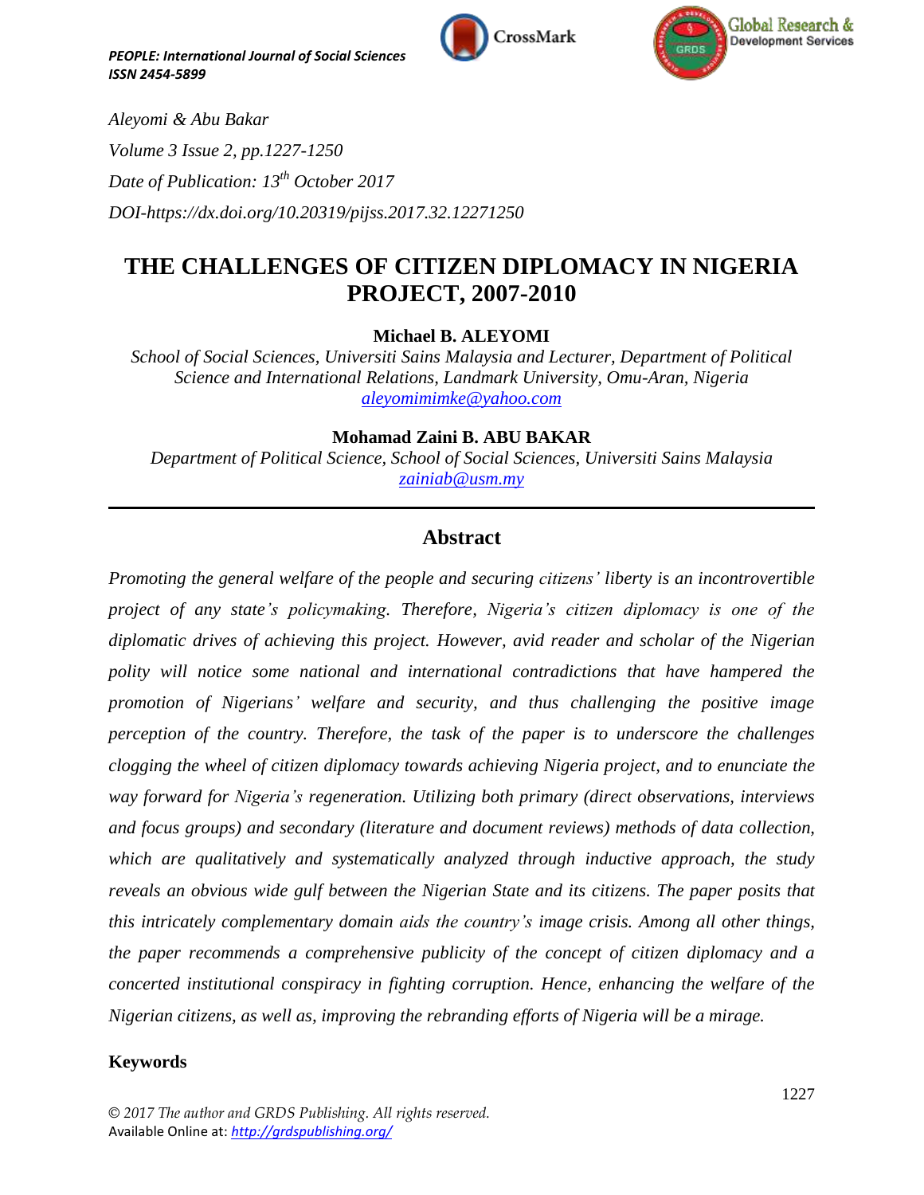*PEOPLE: International Journal of Social Sciences*
*ISSN 2454-5899*

*Aleyomi & Abu Bakar*

*Volume 3 Issue 2, pp.1227-1250*

*Date of Publication: 13th October 2017*

*DOI-https://dx.doi.org/10.20319/pijss.2017.32.12271250*

# THE CHALLENGES OF CITIZEN DIPLOMACY IN NIGERIA PROJECT, 2007-2010

**Michael B. ALEYOMI**

*School of Social Sciences, Universiti Sains Malaysia and Lecturer, Department of Political Science and International Relations, Landmark University, Omu-Aran, Nigeria*
*aleyomimimke@yahoo.com*

**Mohamad Zaini B. ABU BAKAR**

*Department of Political Science, School of Social Sciences, Universiti Sains Malaysia*
*zainiab@usm.my*

---

## Abstract

*Promoting the general welfare of the people and securing citizens' liberty is an incontrovertible project of any state's policymaking. Therefore, Nigeria's citizen diplomacy is one of the diplomatic drives of achieving this project. However, avid reader and scholar of the Nigerian polity will notice some national and international contradictions that have hampered the promotion of Nigerians' welfare and security, and thus challenging the positive image perception of the country. Therefore, the task of the paper is to underscore the challenges clogging the wheel of citizen diplomacy towards achieving Nigeria project, and to enunciate the way forward for Nigeria's regeneration. Utilizing both primary (direct observations, interviews and focus groups) and secondary (literature and document reviews) methods of data collection, which are qualitatively and systematically analyzed through inductive approach, the study reveals an obvious wide gulf between the Nigerian State and its citizens. The paper posits that this intricately complementary domain aids the country's image crisis. Among all other things, the paper recommends a comprehensive publicity of the concept of citizen diplomacy and a concerted institutional conspiracy in fighting corruption. Hence, enhancing the welfare of the Nigerian citizens, as well as, improving the rebranding efforts of Nigeria will be a mirage.*

### Keywords

© 2017 The author and GRDS Publishing. All rights reserved.
Available Online at: http://grdspublishing.org/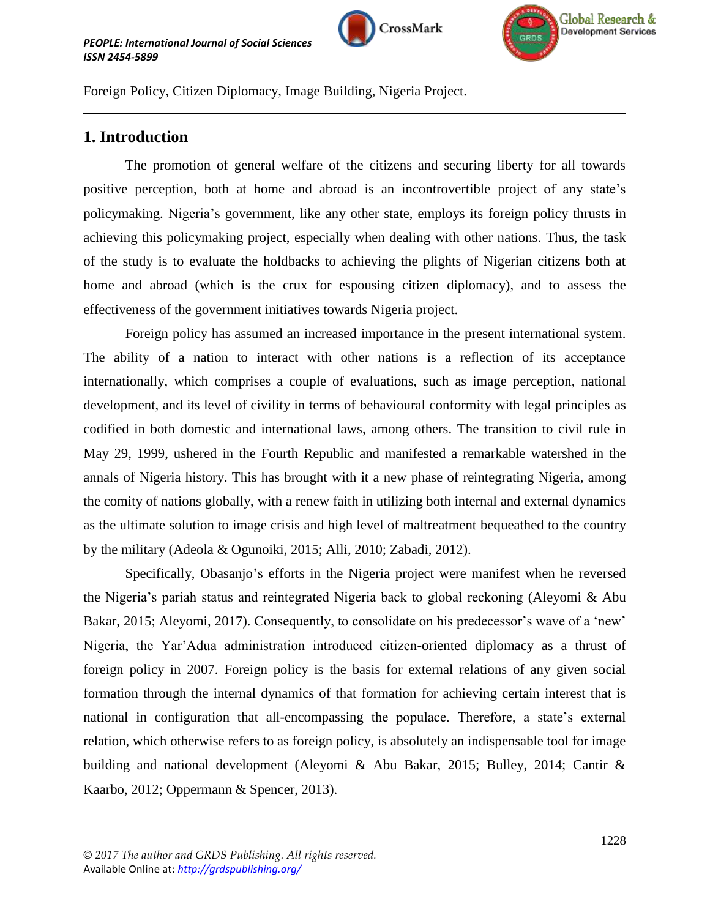Foreign Policy, Citizen Diplomacy, Image Building, Nigeria Project.

## 1. Introduction

The promotion of general welfare of the citizens and securing liberty for all towards positive perception, both at home and abroad is an incontrovertible project of any state's policymaking. Nigeria's government, like any other state, employs its foreign policy thrusts in achieving this policymaking project, especially when dealing with other nations. Thus, the task of the study is to evaluate the holdbacks to achieving the plights of Nigerian citizens both at home and abroad (which is the crux for espousing citizen diplomacy), and to assess the effectiveness of the government initiatives towards Nigeria project.

Foreign policy has assumed an increased importance in the present international system. The ability of a nation to interact with other nations is a reflection of its acceptance internationally, which comprises a couple of evaluations, such as image perception, national development, and its level of civility in terms of behavioural conformity with legal principles as codified in both domestic and international laws, among others. The transition to civil rule in May 29, 1999, ushered in the Fourth Republic and manifested a remarkable watershed in the annals of Nigeria history. This has brought with it a new phase of reintegrating Nigeria, among the comity of nations globally, with a renew faith in utilizing both internal and external dynamics as the ultimate solution to image crisis and high level of maltreatment bequeathed to the country by the military (Adeola & Ogunoiki, 2015; Alli, 2010; Zabadi, 2012).

Specifically, Obasanjo's efforts in the Nigeria project were manifest when he reversed the Nigeria's pariah status and reintegrated Nigeria back to global reckoning (Aleyomi & Abu Bakar, 2015; Aleyomi, 2017). Consequently, to consolidate on his predecessor's wave of a 'new' Nigeria, the Yar'Adua administration introduced citizen-oriented diplomacy as a thrust of foreign policy in 2007. Foreign policy is the basis for external relations of any given social formation through the internal dynamics of that formation for achieving certain interest that is national in configuration that all-encompassing the populace. Therefore, a state's external relation, which otherwise refers to as foreign policy, is absolutely an indispensable tool for image building and national development (Aleyomi & Abu Bakar, 2015; Bulley, 2014; Cantir & Kaarbo, 2012; Oppermann & Spencer, 2013).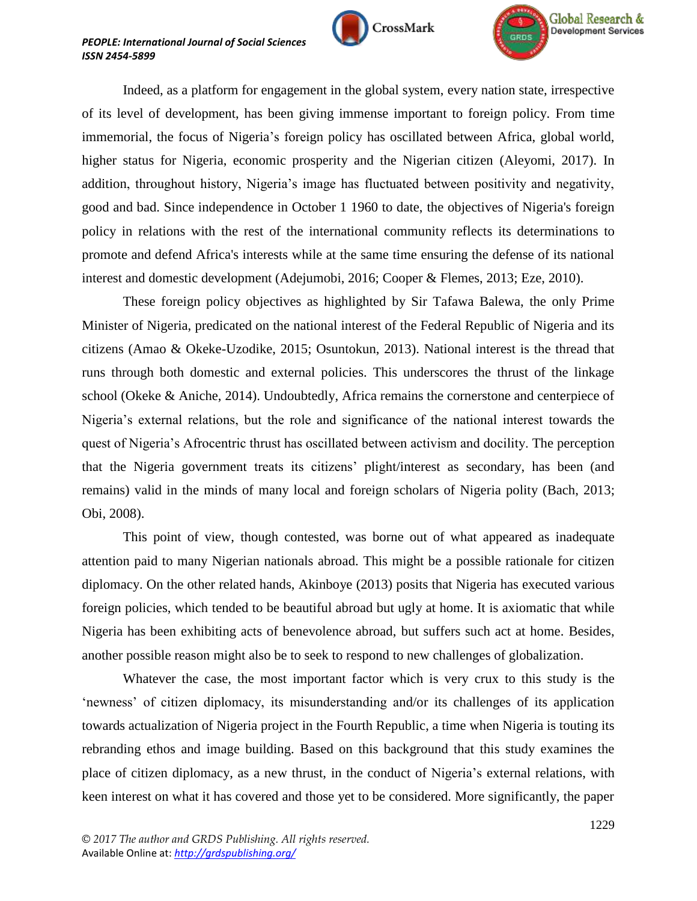Indeed, as a platform for engagement in the global system, every nation state, irrespective of its level of development, has been giving immense important to foreign policy. From time immemorial, the focus of Nigeria's foreign policy has oscillated between Africa, global world, higher status for Nigeria, economic prosperity and the Nigerian citizen (Aleyomi, 2017). In addition, throughout history, Nigeria's image has fluctuated between positivity and negativity, good and bad. Since independence in October 1 1960 to date, the objectives of Nigeria's foreign policy in relations with the rest of the international community reflects its determinations to promote and defend Africa's interests while at the same time ensuring the defense of its national interest and domestic development (Adejumobi, 2016; Cooper & Flemes, 2013; Eze, 2010).

These foreign policy objectives as highlighted by Sir Tafawa Balewa, the only Prime Minister of Nigeria, predicated on the national interest of the Federal Republic of Nigeria and its citizens (Amao & Okeke-Uzodike, 2015; Osuntokun, 2013). National interest is the thread that runs through both domestic and external policies. This underscores the thrust of the linkage school (Okeke & Aniche, 2014). Undoubtedly, Africa remains the cornerstone and centerpiece of Nigeria's external relations, but the role and significance of the national interest towards the quest of Nigeria's Afrocentric thrust has oscillated between activism and docility. The perception that the Nigeria government treats its citizens' plight/interest as secondary, has been (and remains) valid in the minds of many local and foreign scholars of Nigeria polity (Bach, 2013; Obi, 2008).

This point of view, though contested, was borne out of what appeared as inadequate attention paid to many Nigerian nationals abroad. This might be a possible rationale for citizen diplomacy. On the other related hands, Akinboye (2013) posits that Nigeria has executed various foreign policies, which tended to be beautiful abroad but ugly at home. It is axiomatic that while Nigeria has been exhibiting acts of benevolence abroad, but suffers such act at home. Besides, another possible reason might also be to seek to respond to new challenges of globalization.

Whatever the case, the most important factor which is very crux to this study is the 'newness' of citizen diplomacy, its misunderstanding and/or its challenges of its application towards actualization of Nigeria project in the Fourth Republic, a time when Nigeria is touting its rebranding ethos and image building. Based on this background that this study examines the place of citizen diplomacy, as a new thrust, in the conduct of Nigeria's external relations, with keen interest on what it has covered and those yet to be considered. More significantly, the paper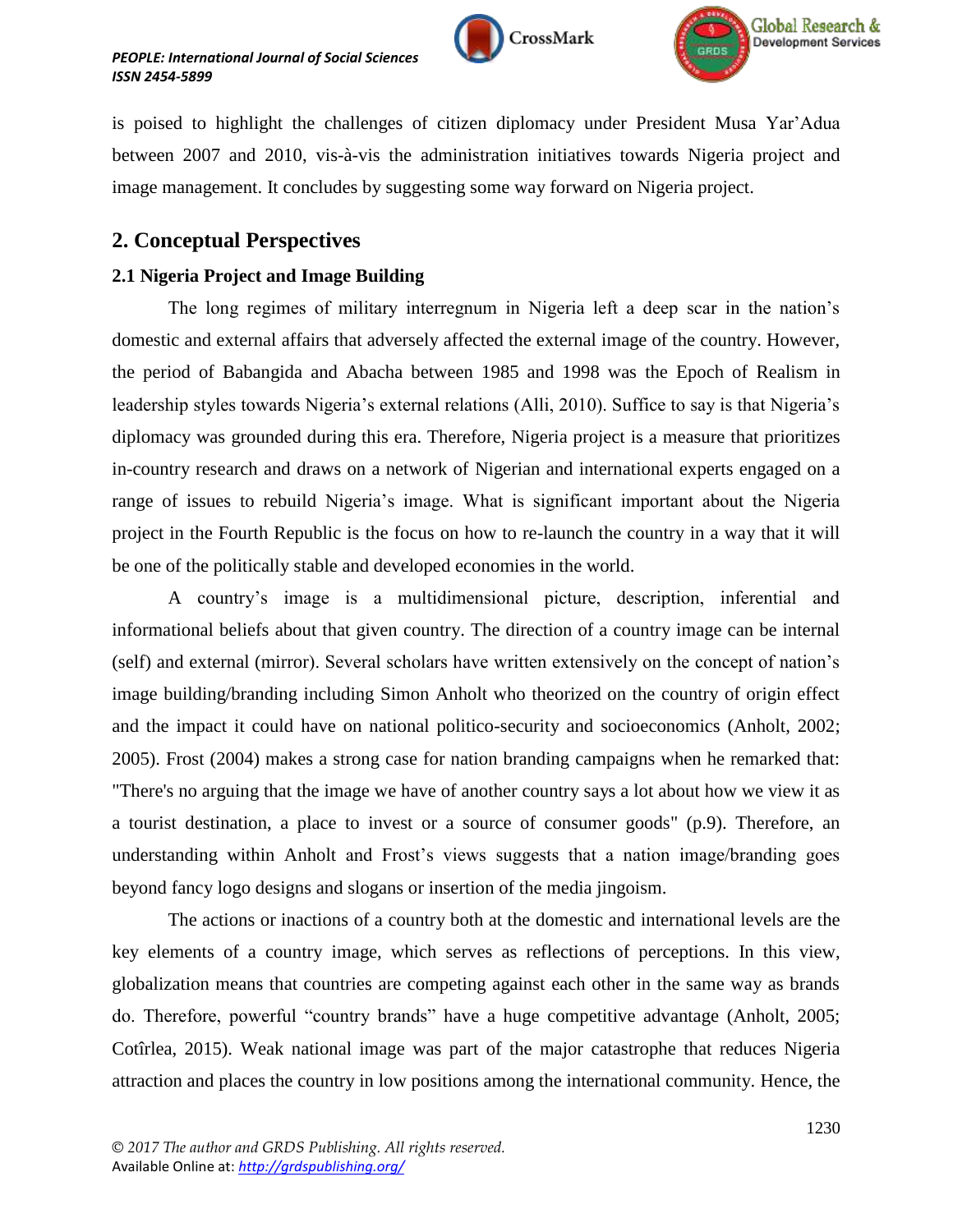is poised to highlight the challenges of citizen diplomacy under President Musa Yar'Adua between 2007 and 2010, vis-à-vis the administration initiatives towards Nigeria project and image management. It concludes by suggesting some way forward on Nigeria project.

## 2. Conceptual Perspectives

### 2.1 Nigeria Project and Image Building

The long regimes of military interregnum in Nigeria left a deep scar in the nation's domestic and external affairs that adversely affected the external image of the country. However, the period of Babangida and Abacha between 1985 and 1998 was the Epoch of Realism in leadership styles towards Nigeria's external relations (Alli, 2010). Suffice to say is that Nigeria's diplomacy was grounded during this era. Therefore, Nigeria project is a measure that prioritizes in-country research and draws on a network of Nigerian and international experts engaged on a range of issues to rebuild Nigeria's image. What is significant important about the Nigeria project in the Fourth Republic is the focus on how to re-launch the country in a way that it will be one of the politically stable and developed economies in the world.

A country's image is a multidimensional picture, description, inferential and informational beliefs about that given country. The direction of a country image can be internal (self) and external (mirror). Several scholars have written extensively on the concept of nation's image building/branding including Simon Anholt who theorized on the country of origin effect and the impact it could have on national politico-security and socioeconomics (Anholt, 2002; 2005). Frost (2004) makes a strong case for nation branding campaigns when he remarked that: "There's no arguing that the image we have of another country says a lot about how we view it as a tourist destination, a place to invest or a source of consumer goods" (p.9). Therefore, an understanding within Anholt and Frost's views suggests that a nation image/branding goes beyond fancy logo designs and slogans or insertion of the media jingoism.

The actions or inactions of a country both at the domestic and international levels are the key elements of a country image, which serves as reflections of perceptions. In this view, globalization means that countries are competing against each other in the same way as brands do. Therefore, powerful "country brands" have a huge competitive advantage (Anholt, 2005; Cotîrlea, 2015). Weak national image was part of the major catastrophe that reduces Nigeria attraction and places the country in low positions among the international community. Hence, the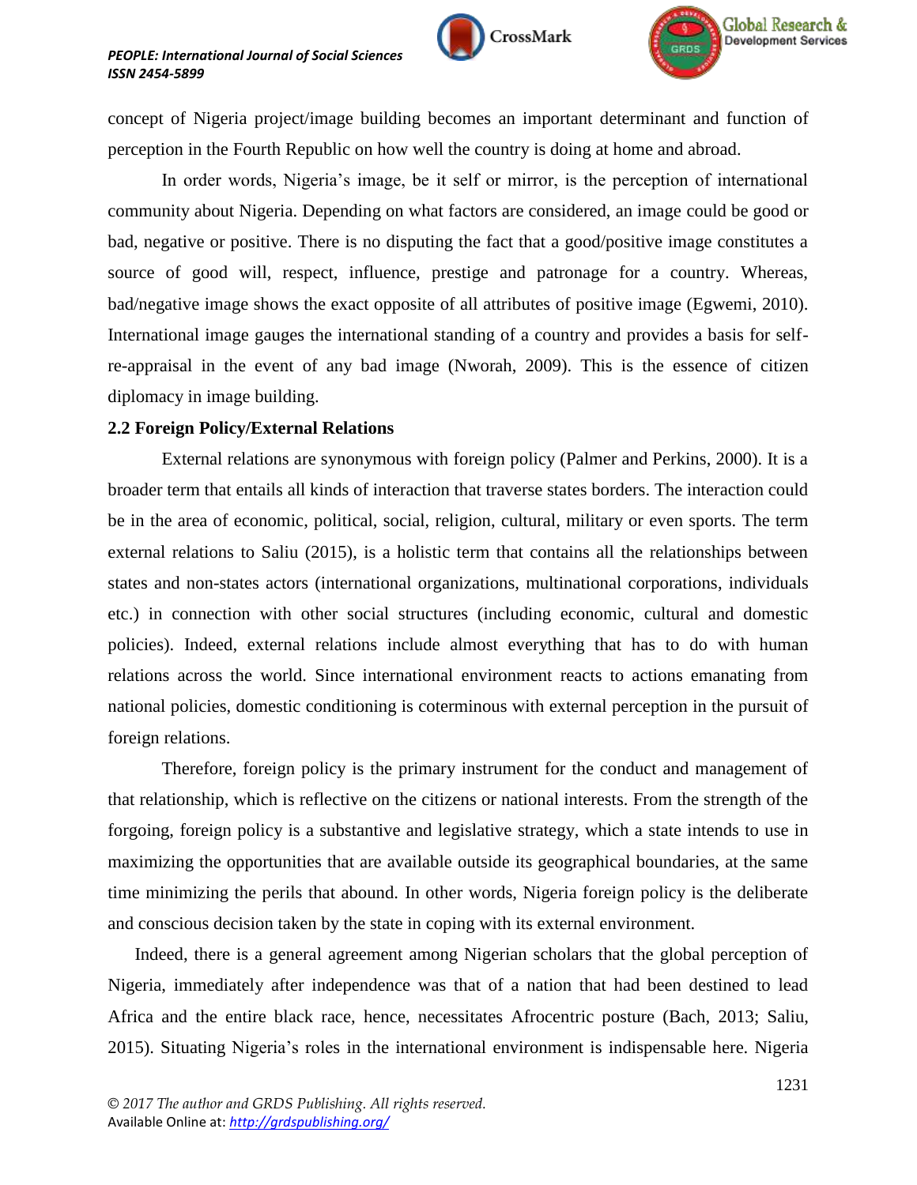concept of Nigeria project/image building becomes an important determinant and function of perception in the Fourth Republic on how well the country is doing at home and abroad.

In order words, Nigeria's image, be it self or mirror, is the perception of international community about Nigeria. Depending on what factors are considered, an image could be good or bad, negative or positive. There is no disputing the fact that a good/positive image constitutes a source of good will, respect, influence, prestige and patronage for a country. Whereas, bad/negative image shows the exact opposite of all attributes of positive image (Egwemi, 2010). International image gauges the international standing of a country and provides a basis for self-re-appraisal in the event of any bad image (Nworah, 2009). This is the essence of citizen diplomacy in image building.

### 2.2 Foreign Policy/External Relations

External relations are synonymous with foreign policy (Palmer and Perkins, 2000). It is a broader term that entails all kinds of interaction that traverse states borders. The interaction could be in the area of economic, political, social, religion, cultural, military or even sports. The term external relations to Saliu (2015), is a holistic term that contains all the relationships between states and non-states actors (international organizations, multinational corporations, individuals etc.) in connection with other social structures (including economic, cultural and domestic policies). Indeed, external relations include almost everything that has to do with human relations across the world. Since international environment reacts to actions emanating from national policies, domestic conditioning is coterminous with external perception in the pursuit of foreign relations.

Therefore, foreign policy is the primary instrument for the conduct and management of that relationship, which is reflective on the citizens or national interests. From the strength of the forgoing, foreign policy is a substantive and legislative strategy, which a state intends to use in maximizing the opportunities that are available outside its geographical boundaries, at the same time minimizing the perils that abound. In other words, Nigeria foreign policy is the deliberate and conscious decision taken by the state in coping with its external environment.

Indeed, there is a general agreement among Nigerian scholars that the global perception of Nigeria, immediately after independence was that of a nation that had been destined to lead Africa and the entire black race, hence, necessitates Afrocentric posture (Bach, 2013; Saliu, 2015). Situating Nigeria's roles in the international environment is indispensable here. Nigeria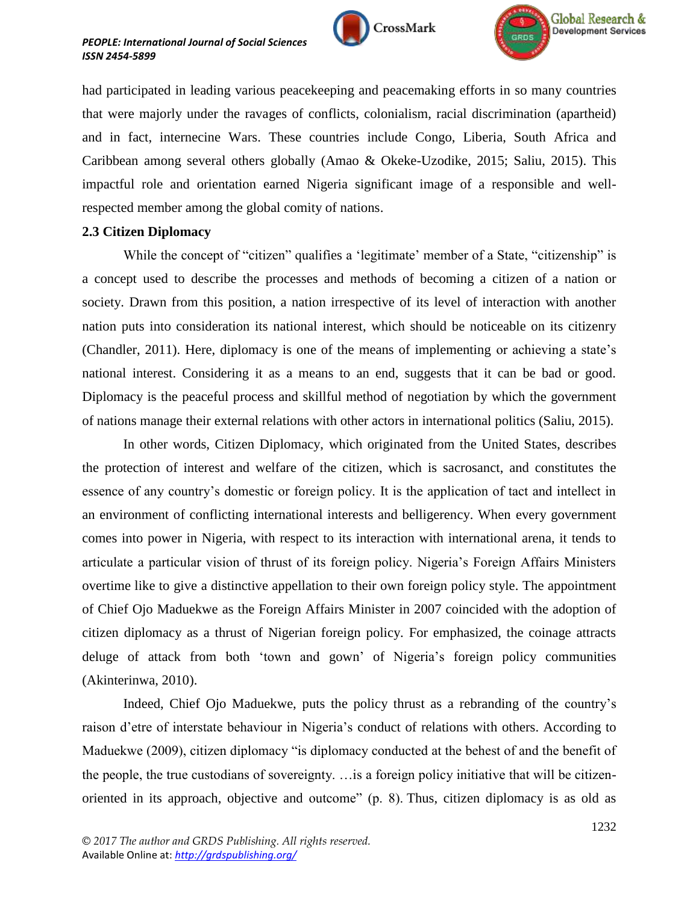had participated in leading various peacekeeping and peacemaking efforts in so many countries that were majorly under the ravages of conflicts, colonialism, racial discrimination (apartheid) and in fact, internecine Wars. These countries include Congo, Liberia, South Africa and Caribbean among several others globally (Amao & Okeke-Uzodike, 2015; Saliu, 2015). This impactful role and orientation earned Nigeria significant image of a responsible and well-respected member among the global comity of nations.

### 2.3 Citizen Diplomacy

While the concept of "citizen" qualifies a 'legitimate' member of a State, "citizenship" is a concept used to describe the processes and methods of becoming a citizen of a nation or society. Drawn from this position, a nation irrespective of its level of interaction with another nation puts into consideration its national interest, which should be noticeable on its citizenry (Chandler, 2011). Here, diplomacy is one of the means of implementing or achieving a state's national interest. Considering it as a means to an end, suggests that it can be bad or good. Diplomacy is the peaceful process and skillful method of negotiation by which the government of nations manage their external relations with other actors in international politics (Saliu, 2015).

In other words, Citizen Diplomacy, which originated from the United States, describes the protection of interest and welfare of the citizen, which is sacrosanct, and constitutes the essence of any country's domestic or foreign policy. It is the application of tact and intellect in an environment of conflicting international interests and belligerency. When every government comes into power in Nigeria, with respect to its interaction with international arena, it tends to articulate a particular vision of thrust of its foreign policy. Nigeria's Foreign Affairs Ministers overtime like to give a distinctive appellation to their own foreign policy style. The appointment of Chief Ojo Maduekwe as the Foreign Affairs Minister in 2007 coincided with the adoption of citizen diplomacy as a thrust of Nigerian foreign policy. For emphasized, the coinage attracts deluge of attack from both 'town and gown' of Nigeria's foreign policy communities (Akinterinwa, 2010).

Indeed, Chief Ojo Maduekwe, puts the policy thrust as a rebranding of the country's raison d'etre of interstate behaviour in Nigeria's conduct of relations with others. According to Maduekwe (2009), citizen diplomacy "is diplomacy conducted at the behest of and the benefit of the people, the true custodians of sovereignty. …is a foreign policy initiative that will be citizen-oriented in its approach, objective and outcome" (p. 8). Thus, citizen diplomacy is as old as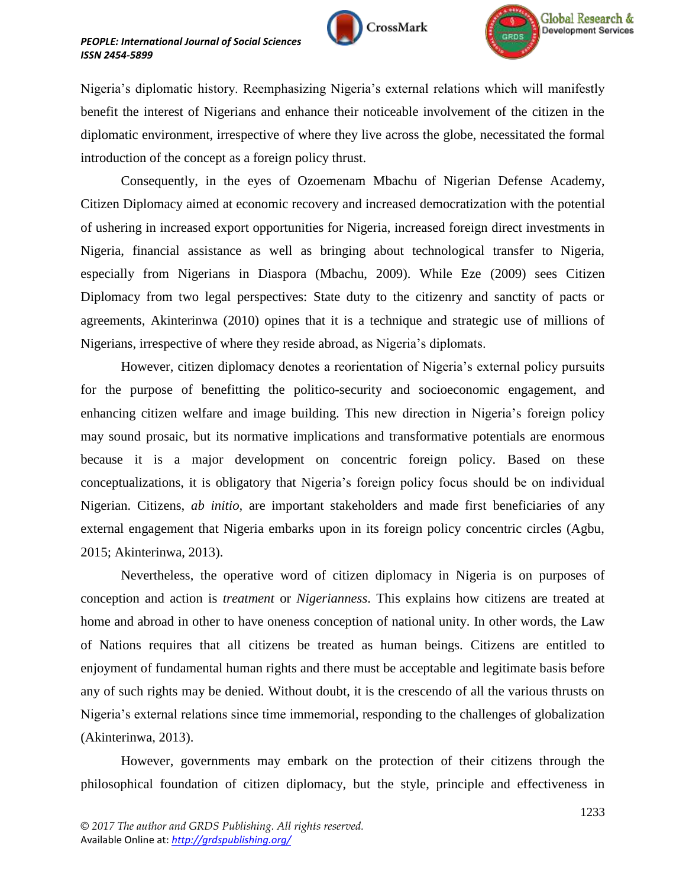Nigeria's diplomatic history. Reemphasizing Nigeria's external relations which will manifestly benefit the interest of Nigerians and enhance their noticeable involvement of the citizen in the diplomatic environment, irrespective of where they live across the globe, necessitated the formal introduction of the concept as a foreign policy thrust.

Consequently, in the eyes of Ozoemenam Mbachu of Nigerian Defense Academy, Citizen Diplomacy aimed at economic recovery and increased democratization with the potential of ushering in increased export opportunities for Nigeria, increased foreign direct investments in Nigeria, financial assistance as well as bringing about technological transfer to Nigeria, especially from Nigerians in Diaspora (Mbachu, 2009). While Eze (2009) sees Citizen Diplomacy from two legal perspectives: State duty to the citizenry and sanctity of pacts or agreements, Akinterinwa (2010) opines that it is a technique and strategic use of millions of Nigerians, irrespective of where they reside abroad, as Nigeria's diplomats.

However, citizen diplomacy denotes a reorientation of Nigeria's external policy pursuits for the purpose of benefitting the politico-security and socioeconomic engagement, and enhancing citizen welfare and image building. This new direction in Nigeria's foreign policy may sound prosaic, but its normative implications and transformative potentials are enormous because it is a major development on concentric foreign policy. Based on these conceptualizations, it is obligatory that Nigeria's foreign policy focus should be on individual Nigerian. Citizens, *ab initio*, are important stakeholders and made first beneficiaries of any external engagement that Nigeria embarks upon in its foreign policy concentric circles (Agbu, 2015; Akinterinwa, 2013).

Nevertheless, the operative word of citizen diplomacy in Nigeria is on purposes of conception and action is *treatment* or *Nigerianness*. This explains how citizens are treated at home and abroad in other to have oneness conception of national unity. In other words, the Law of Nations requires that all citizens be treated as human beings. Citizens are entitled to enjoyment of fundamental human rights and there must be acceptable and legitimate basis before any of such rights may be denied. Without doubt, it is the crescendo of all the various thrusts on Nigeria's external relations since time immemorial, responding to the challenges of globalization (Akinterinwa, 2013).

However, governments may embark on the protection of their citizens through the philosophical foundation of citizen diplomacy, but the style, principle and effectiveness in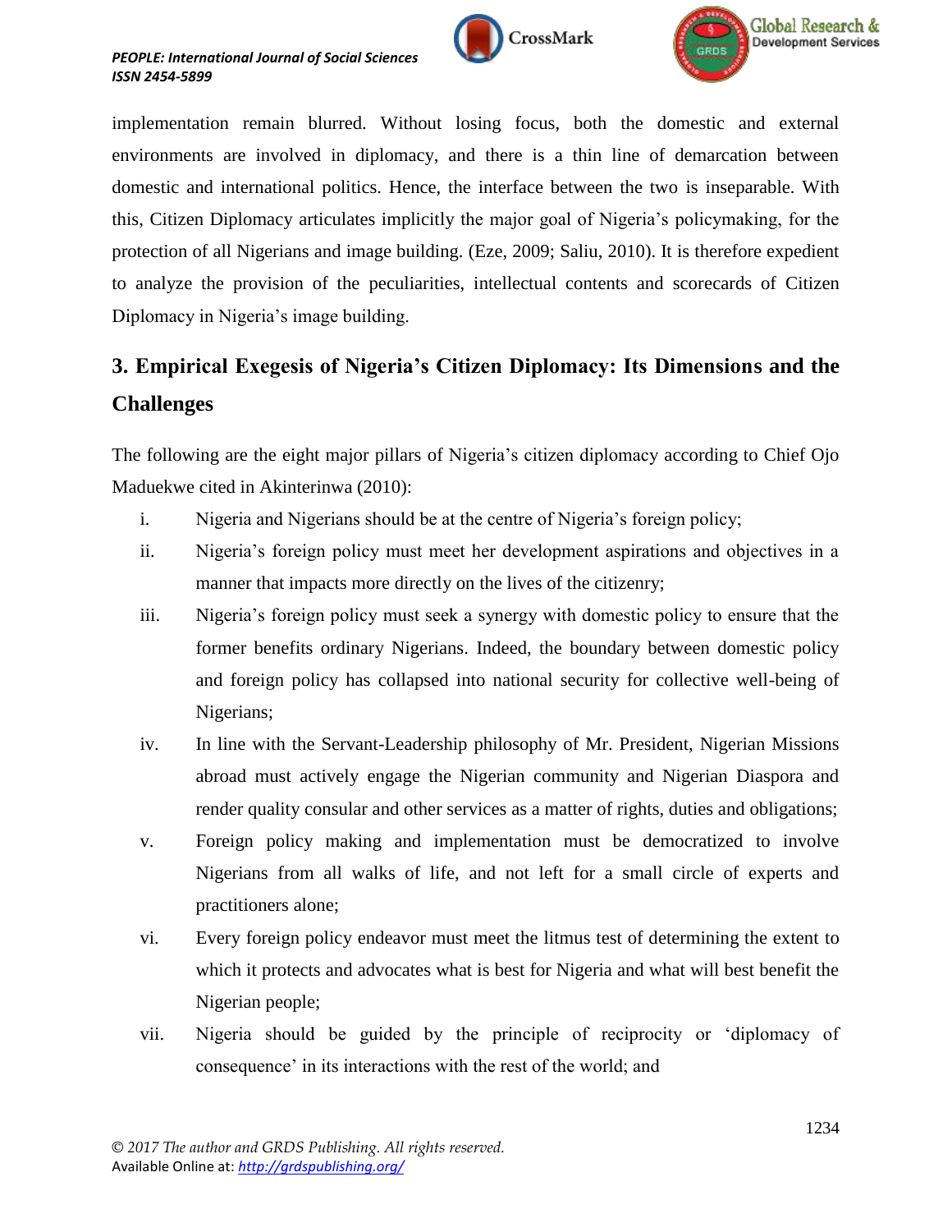implementation remain blurred. Without losing focus, both the domestic and external environments are involved in diplomacy, and there is a thin line of demarcation between domestic and international politics. Hence, the interface between the two is inseparable. With this, Citizen Diplomacy articulates implicitly the major goal of Nigeria's policymaking, for the protection of all Nigerians and image building. (Eze, 2009; Saliu, 2010). It is therefore expedient to analyze the provision of the peculiarities, intellectual contents and scorecards of Citizen Diplomacy in Nigeria's image building.

## 3. Empirical Exegesis of Nigeria's Citizen Diplomacy: Its Dimensions and the Challenges

The following are the eight major pillars of Nigeria's citizen diplomacy according to Chief Ojo Maduekwe cited in Akinterinwa (2010):

i. Nigeria and Nigerians should be at the centre of Nigeria's foreign policy;

ii. Nigeria's foreign policy must meet her development aspirations and objectives in a manner that impacts more directly on the lives of the citizenry;

iii. Nigeria's foreign policy must seek a synergy with domestic policy to ensure that the former benefits ordinary Nigerians. Indeed, the boundary between domestic policy and foreign policy has collapsed into national security for collective well-being of Nigerians;

iv. In line with the Servant-Leadership philosophy of Mr. President, Nigerian Missions abroad must actively engage the Nigerian community and Nigerian Diaspora and render quality consular and other services as a matter of rights, duties and obligations;

v. Foreign policy making and implementation must be democratized to involve Nigerians from all walks of life, and not left for a small circle of experts and practitioners alone;

vi. Every foreign policy endeavor must meet the litmus test of determining the extent to which it protects and advocates what is best for Nigeria and what will best benefit the Nigerian people;

vii. Nigeria should be guided by the principle of reciprocity or 'diplomacy of consequence' in its interactions with the rest of the world; and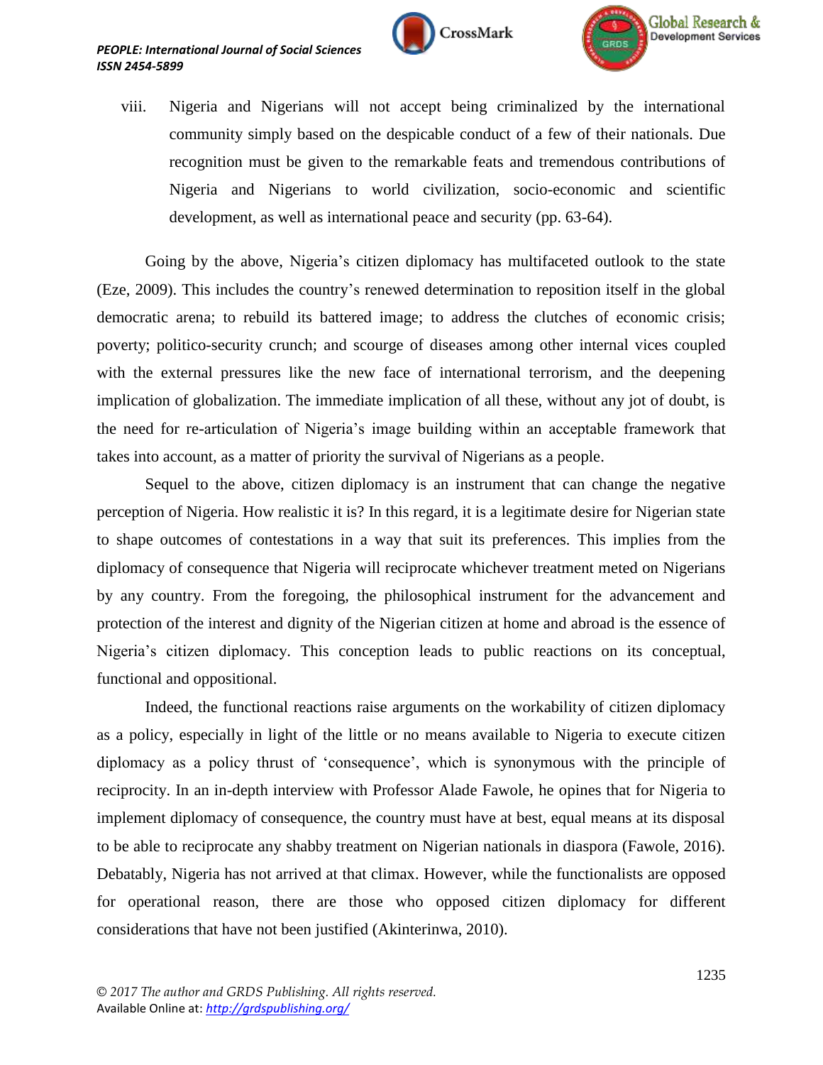viii. Nigeria and Nigerians will not accept being criminalized by the international community simply based on the despicable conduct of a few of their nationals. Due recognition must be given to the remarkable feats and tremendous contributions of Nigeria and Nigerians to world civilization, socio-economic and scientific development, as well as international peace and security (pp. 63-64).

Going by the above, Nigeria's citizen diplomacy has multifaceted outlook to the state (Eze, 2009). This includes the country's renewed determination to reposition itself in the global democratic arena; to rebuild its battered image; to address the clutches of economic crisis; poverty; politico-security crunch; and scourge of diseases among other internal vices coupled with the external pressures like the new face of international terrorism, and the deepening implication of globalization. The immediate implication of all these, without any jot of doubt, is the need for re-articulation of Nigeria's image building within an acceptable framework that takes into account, as a matter of priority the survival of Nigerians as a people.

Sequel to the above, citizen diplomacy is an instrument that can change the negative perception of Nigeria. How realistic it is? In this regard, it is a legitimate desire for Nigerian state to shape outcomes of contestations in a way that suit its preferences. This implies from the diplomacy of consequence that Nigeria will reciprocate whichever treatment meted on Nigerians by any country. From the foregoing, the philosophical instrument for the advancement and protection of the interest and dignity of the Nigerian citizen at home and abroad is the essence of Nigeria's citizen diplomacy. This conception leads to public reactions on its conceptual, functional and oppositional.

Indeed, the functional reactions raise arguments on the workability of citizen diplomacy as a policy, especially in light of the little or no means available to Nigeria to execute citizen diplomacy as a policy thrust of 'consequence', which is synonymous with the principle of reciprocity. In an in-depth interview with Professor Alade Fawole, he opines that for Nigeria to implement diplomacy of consequence, the country must have at best, equal means at its disposal to be able to reciprocate any shabby treatment on Nigerian nationals in diaspora (Fawole, 2016). Debatably, Nigeria has not arrived at that climax. However, while the functionalists are opposed for operational reason, there are those who opposed citizen diplomacy for different considerations that have not been justified (Akinterinwa, 2010).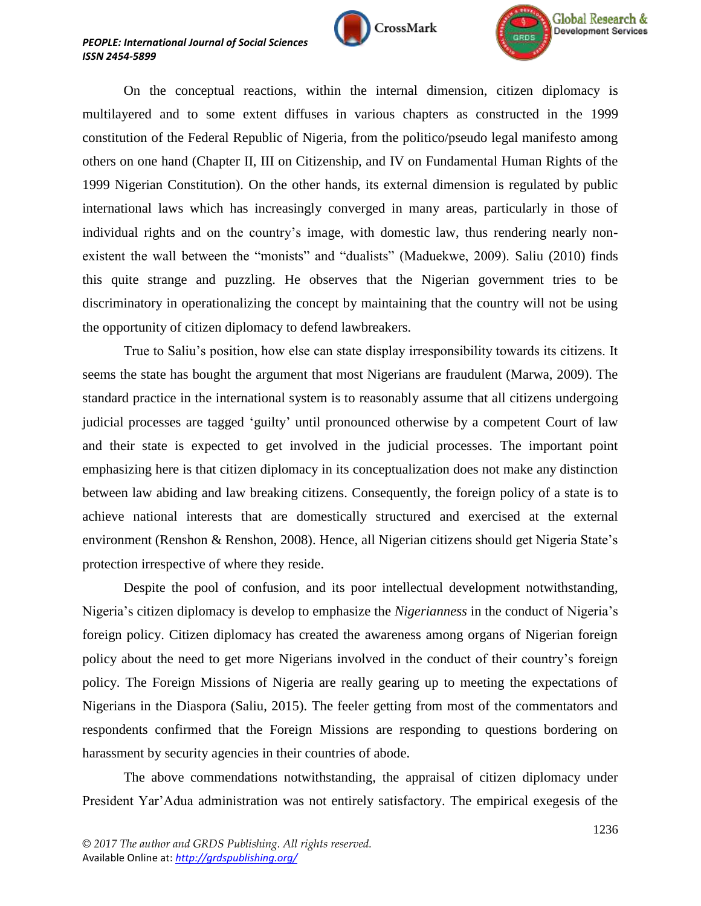On the conceptual reactions, within the internal dimension, citizen diplomacy is multilayered and to some extent diffuses in various chapters as constructed in the 1999 constitution of the Federal Republic of Nigeria, from the politico/pseudo legal manifesto among others on one hand (Chapter II, III on Citizenship, and IV on Fundamental Human Rights of the 1999 Nigerian Constitution). On the other hands, its external dimension is regulated by public international laws which has increasingly converged in many areas, particularly in those of individual rights and on the country's image, with domestic law, thus rendering nearly non-existent the wall between the "monists" and "dualists" (Maduekwe, 2009). Saliu (2010) finds this quite strange and puzzling. He observes that the Nigerian government tries to be discriminatory in operationalizing the concept by maintaining that the country will not be using the opportunity of citizen diplomacy to defend lawbreakers.

True to Saliu's position, how else can state display irresponsibility towards its citizens. It seems the state has bought the argument that most Nigerians are fraudulent (Marwa, 2009). The standard practice in the international system is to reasonably assume that all citizens undergoing judicial processes are tagged 'guilty' until pronounced otherwise by a competent Court of law and their state is expected to get involved in the judicial processes. The important point emphasizing here is that citizen diplomacy in its conceptualization does not make any distinction between law abiding and law breaking citizens. Consequently, the foreign policy of a state is to achieve national interests that are domestically structured and exercised at the external environment (Renshon & Renshon, 2008). Hence, all Nigerian citizens should get Nigeria State's protection irrespective of where they reside.

Despite the pool of confusion, and its poor intellectual development notwithstanding, Nigeria's citizen diplomacy is develop to emphasize the *Nigerianness* in the conduct of Nigeria's foreign policy. Citizen diplomacy has created the awareness among organs of Nigerian foreign policy about the need to get more Nigerians involved in the conduct of their country's foreign policy. The Foreign Missions of Nigeria are really gearing up to meeting the expectations of Nigerians in the Diaspora (Saliu, 2015). The feeler getting from most of the commentators and respondents confirmed that the Foreign Missions are responding to questions bordering on harassment by security agencies in their countries of abode.

The above commendations notwithstanding, the appraisal of citizen diplomacy under President Yar'Adua administration was not entirely satisfactory. The empirical exegesis of the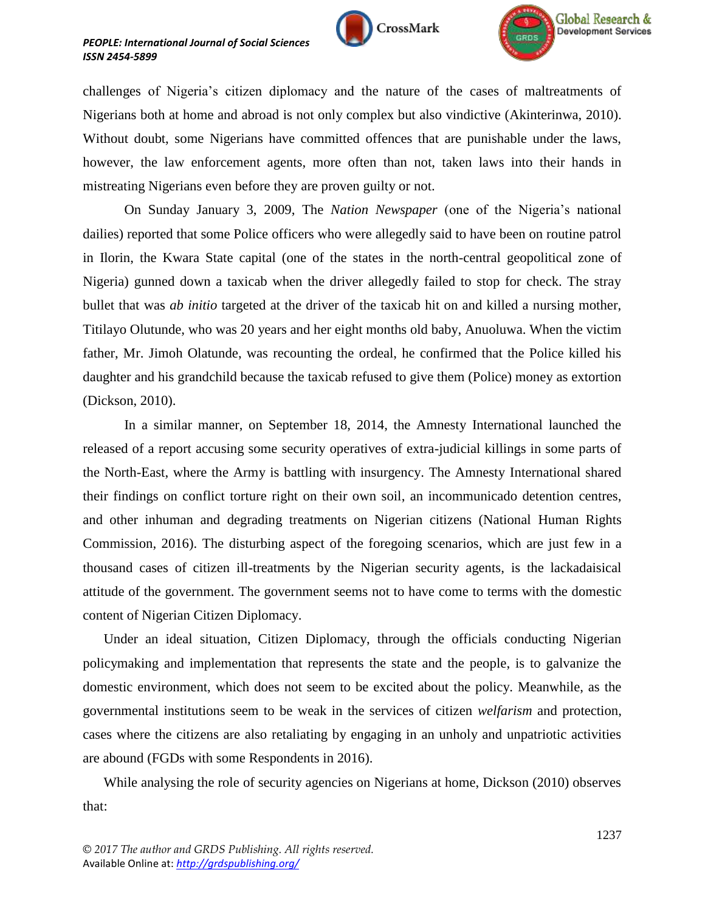challenges of Nigeria's citizen diplomacy and the nature of the cases of maltreatments of Nigerians both at home and abroad is not only complex but also vindictive (Akinterinwa, 2010). Without doubt, some Nigerians have committed offences that are punishable under the laws, however, the law enforcement agents, more often than not, taken laws into their hands in mistreating Nigerians even before they are proven guilty or not.

On Sunday January 3, 2009, The *Nation Newspaper* (one of the Nigeria's national dailies) reported that some Police officers who were allegedly said to have been on routine patrol in Ilorin, the Kwara State capital (one of the states in the north-central geopolitical zone of Nigeria) gunned down a taxicab when the driver allegedly failed to stop for check. The stray bullet that was *ab initio* targeted at the driver of the taxicab hit on and killed a nursing mother, Titilayo Olutunde, who was 20 years and her eight months old baby, Anuoluwa. When the victim father, Mr. Jimoh Olatunde, was recounting the ordeal, he confirmed that the Police killed his daughter and his grandchild because the taxicab refused to give them (Police) money as extortion (Dickson, 2010).

In a similar manner, on September 18, 2014, the Amnesty International launched the released of a report accusing some security operatives of extra-judicial killings in some parts of the North-East, where the Army is battling with insurgency. The Amnesty International shared their findings on conflict torture right on their own soil, an incommunicado detention centres, and other inhuman and degrading treatments on Nigerian citizens (National Human Rights Commission, 2016). The disturbing aspect of the foregoing scenarios, which are just few in a thousand cases of citizen ill-treatments by the Nigerian security agents, is the lackadaisical attitude of the government. The government seems not to have come to terms with the domestic content of Nigerian Citizen Diplomacy.

Under an ideal situation, Citizen Diplomacy, through the officials conducting Nigerian policymaking and implementation that represents the state and the people, is to galvanize the domestic environment, which does not seem to be excited about the policy. Meanwhile, as the governmental institutions seem to be weak in the services of citizen *welfarism* and protection, cases where the citizens are also retaliating by engaging in an unholy and unpatriotic activities are abound (FGDs with some Respondents in 2016).

While analysing the role of security agencies on Nigerians at home, Dickson (2010) observes that: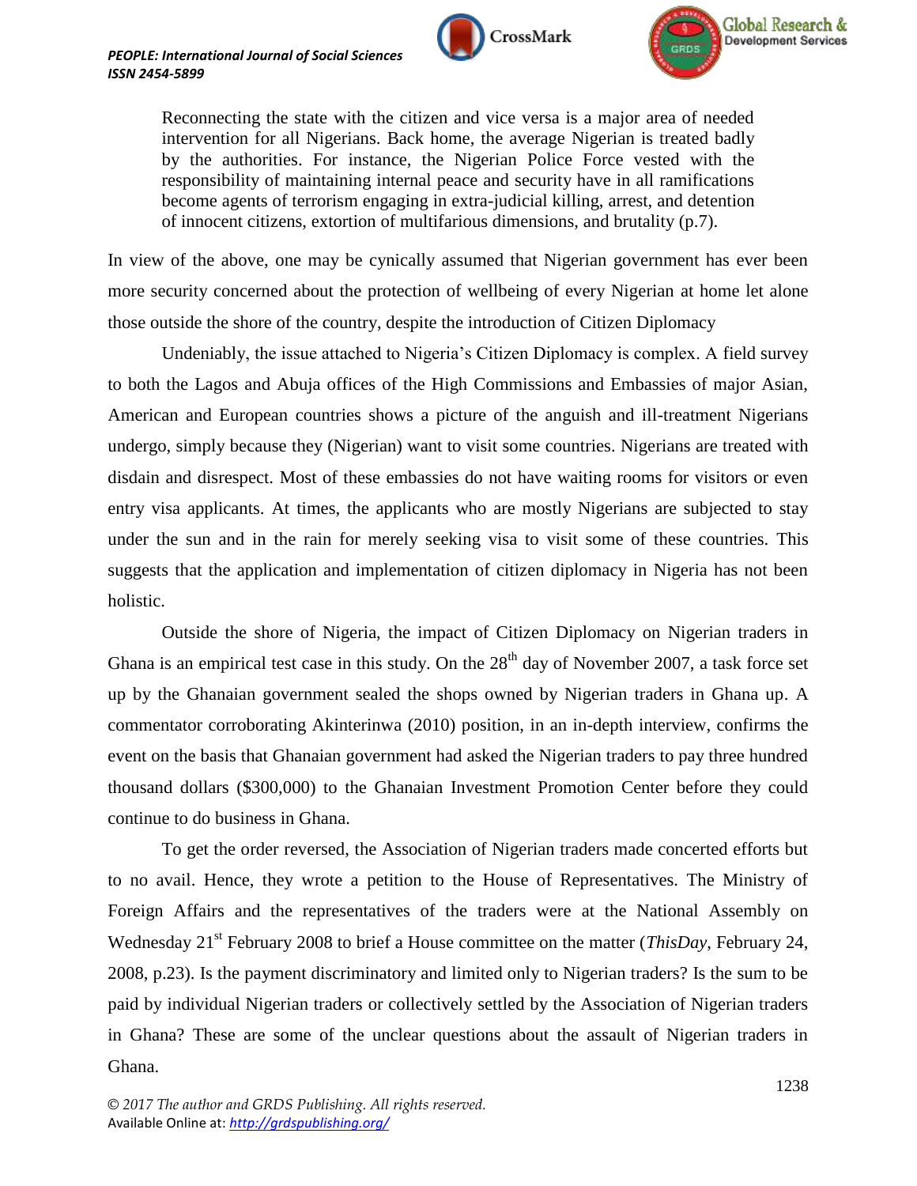> Reconnecting the state with the citizen and vice versa is a major area of needed intervention for all Nigerians. Back home, the average Nigerian is treated badly by the authorities. For instance, the Nigerian Police Force vested with the responsibility of maintaining internal peace and security have in all ramifications become agents of terrorism engaging in extra-judicial killing, arrest, and detention of innocent citizens, extortion of multifarious dimensions, and brutality (p.7).

In view of the above, one may be cynically assumed that Nigerian government has ever been more security concerned about the protection of wellbeing of every Nigerian at home let alone those outside the shore of the country, despite the introduction of Citizen Diplomacy

Undeniably, the issue attached to Nigeria's Citizen Diplomacy is complex. A field survey to both the Lagos and Abuja offices of the High Commissions and Embassies of major Asian, American and European countries shows a picture of the anguish and ill-treatment Nigerians undergo, simply because they (Nigerian) want to visit some countries. Nigerians are treated with disdain and disrespect. Most of these embassies do not have waiting rooms for visitors or even entry visa applicants. At times, the applicants who are mostly Nigerians are subjected to stay under the sun and in the rain for merely seeking visa to visit some of these countries. This suggests that the application and implementation of citizen diplomacy in Nigeria has not been holistic.

Outside the shore of Nigeria, the impact of Citizen Diplomacy on Nigerian traders in Ghana is an empirical test case in this study. On the 28th day of November 2007, a task force set up by the Ghanaian government sealed the shops owned by Nigerian traders in Ghana up. A commentator corroborating Akinterinwa (2010) position, in an in-depth interview, confirms the event on the basis that Ghanaian government had asked the Nigerian traders to pay three hundred thousand dollars ($300,000) to the Ghanaian Investment Promotion Center before they could continue to do business in Ghana.

To get the order reversed, the Association of Nigerian traders made concerted efforts but to no avail. Hence, they wrote a petition to the House of Representatives. The Ministry of Foreign Affairs and the representatives of the traders were at the National Assembly on Wednesday 21st February 2008 to brief a House committee on the matter (*ThisDay*, February 24, 2008, p.23). Is the payment discriminatory and limited only to Nigerian traders? Is the sum to be paid by individual Nigerian traders or collectively settled by the Association of Nigerian traders in Ghana? These are some of the unclear questions about the assault of Nigerian traders in Ghana.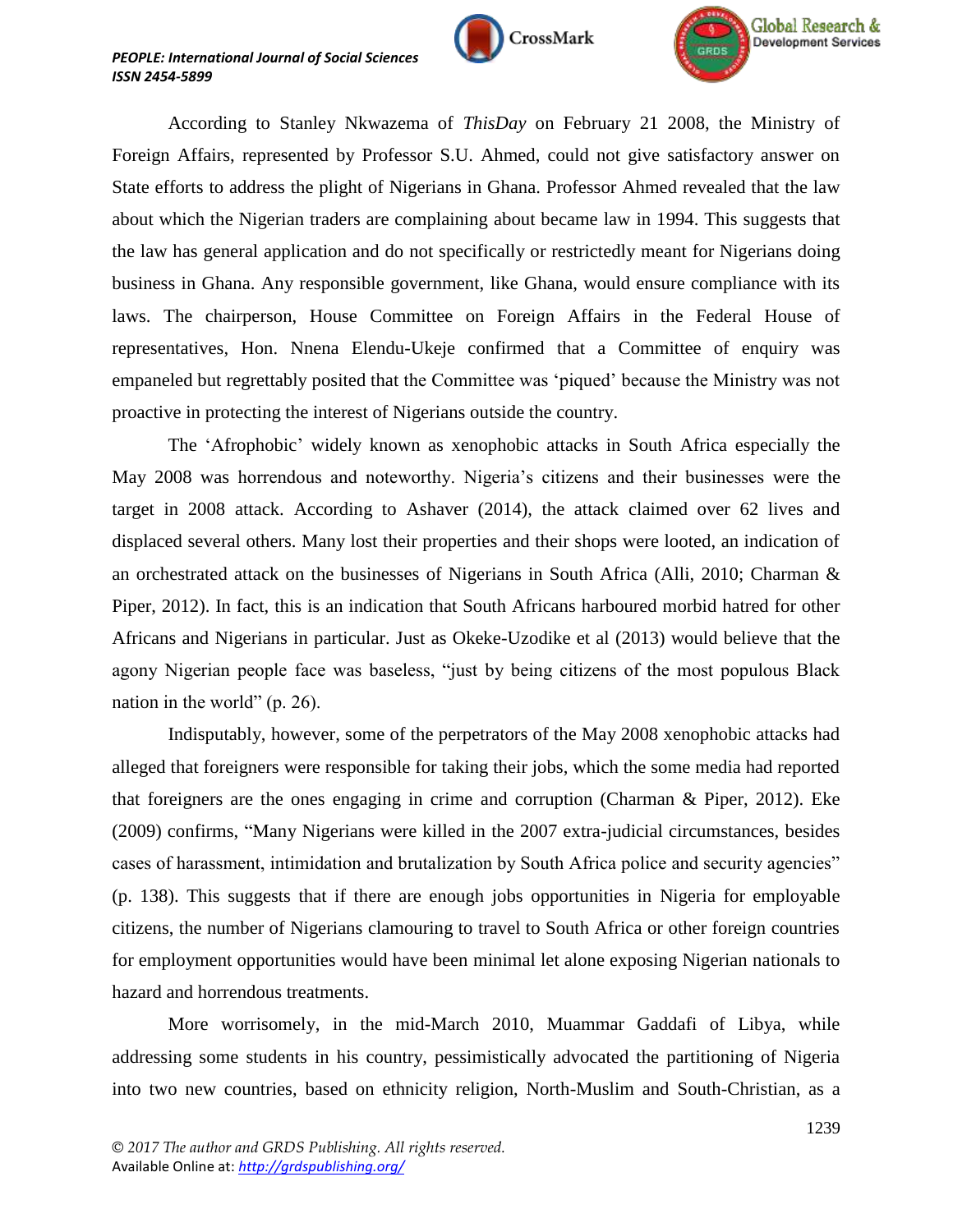According to Stanley Nkwazema of *ThisDay* on February 21 2008, the Ministry of Foreign Affairs, represented by Professor S.U. Ahmed, could not give satisfactory answer on State efforts to address the plight of Nigerians in Ghana. Professor Ahmed revealed that the law about which the Nigerian traders are complaining about became law in 1994. This suggests that the law has general application and do not specifically or restrictedly meant for Nigerians doing business in Ghana. Any responsible government, like Ghana, would ensure compliance with its laws. The chairperson, House Committee on Foreign Affairs in the Federal House of representatives, Hon. Nnena Elendu-Ukeje confirmed that a Committee of enquiry was empaneled but regrettably posited that the Committee was 'piqued' because the Ministry was not proactive in protecting the interest of Nigerians outside the country.

The 'Afrophobic' widely known as xenophobic attacks in South Africa especially the May 2008 was horrendous and noteworthy. Nigeria's citizens and their businesses were the target in 2008 attack. According to Ashaver (2014), the attack claimed over 62 lives and displaced several others. Many lost their properties and their shops were looted, an indication of an orchestrated attack on the businesses of Nigerians in South Africa (Alli, 2010; Charman & Piper, 2012). In fact, this is an indication that South Africans harboured morbid hatred for other Africans and Nigerians in particular. Just as Okeke-Uzodike et al (2013) would believe that the agony Nigerian people face was baseless, "just by being citizens of the most populous Black nation in the world" (p. 26).

Indisputably, however, some of the perpetrators of the May 2008 xenophobic attacks had alleged that foreigners were responsible for taking their jobs, which the some media had reported that foreigners are the ones engaging in crime and corruption (Charman & Piper, 2012). Eke (2009) confirms, "Many Nigerians were killed in the 2007 extra-judicial circumstances, besides cases of harassment, intimidation and brutalization by South Africa police and security agencies" (p. 138). This suggests that if there are enough jobs opportunities in Nigeria for employable citizens, the number of Nigerians clamouring to travel to South Africa or other foreign countries for employment opportunities would have been minimal let alone exposing Nigerian nationals to hazard and horrendous treatments.

More worrisomely, in the mid-March 2010, Muammar Gaddafi of Libya, while addressing some students in his country, pessimistically advocated the partitioning of Nigeria into two new countries, based on ethnicity religion, North-Muslim and South-Christian, as a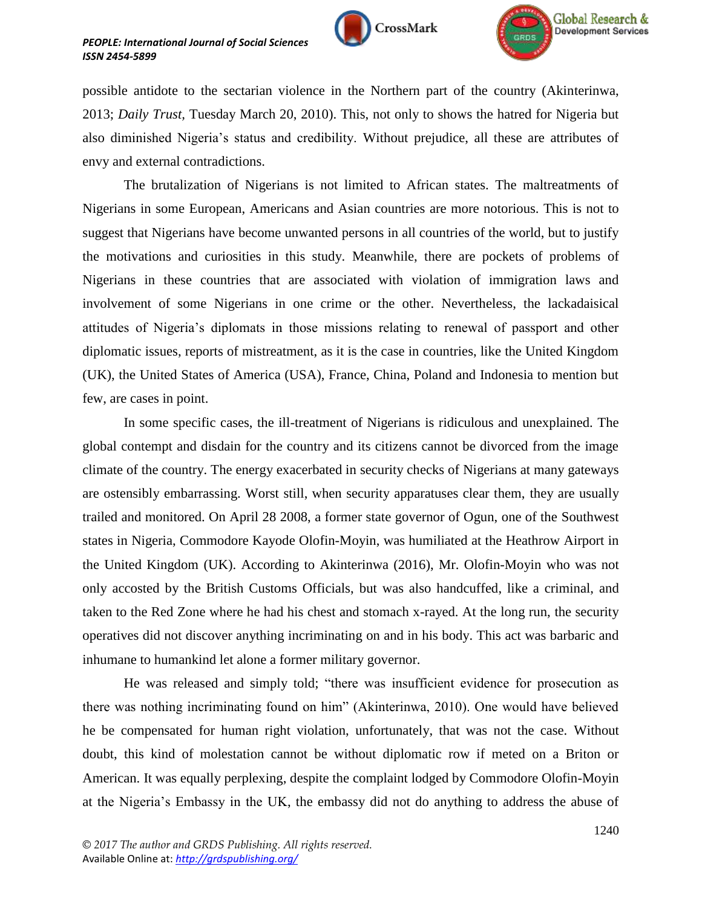possible antidote to the sectarian violence in the Northern part of the country (Akinterinwa, 2013; *Daily Trust,* Tuesday March 20, 2010). This, not only to shows the hatred for Nigeria but also diminished Nigeria's status and credibility. Without prejudice, all these are attributes of envy and external contradictions.

The brutalization of Nigerians is not limited to African states. The maltreatments of Nigerians in some European, Americans and Asian countries are more notorious. This is not to suggest that Nigerians have become unwanted persons in all countries of the world, but to justify the motivations and curiosities in this study. Meanwhile, there are pockets of problems of Nigerians in these countries that are associated with violation of immigration laws and involvement of some Nigerians in one crime or the other. Nevertheless, the lackadaisical attitudes of Nigeria's diplomats in those missions relating to renewal of passport and other diplomatic issues, reports of mistreatment, as it is the case in countries, like the United Kingdom (UK), the United States of America (USA), France, China, Poland and Indonesia to mention but few, are cases in point.

In some specific cases, the ill-treatment of Nigerians is ridiculous and unexplained. The global contempt and disdain for the country and its citizens cannot be divorced from the image climate of the country. The energy exacerbated in security checks of Nigerians at many gateways are ostensibly embarrassing. Worst still, when security apparatuses clear them, they are usually trailed and monitored. On April 28 2008, a former state governor of Ogun, one of the Southwest states in Nigeria, Commodore Kayode Olofin-Moyin, was humiliated at the Heathrow Airport in the United Kingdom (UK). According to Akinterinwa (2016), Mr. Olofin-Moyin who was not only accosted by the British Customs Officials, but was also handcuffed, like a criminal, and taken to the Red Zone where he had his chest and stomach x-rayed. At the long run, the security operatives did not discover anything incriminating on and in his body. This act was barbaric and inhumane to humankind let alone a former military governor.

He was released and simply told; "there was insufficient evidence for prosecution as there was nothing incriminating found on him" (Akinterinwa, 2010). One would have believed he be compensated for human right violation, unfortunately, that was not the case. Without doubt, this kind of molestation cannot be without diplomatic row if meted on a Briton or American. It was equally perplexing, despite the complaint lodged by Commodore Olofin-Moyin at the Nigeria's Embassy in the UK, the embassy did not do anything to address the abuse of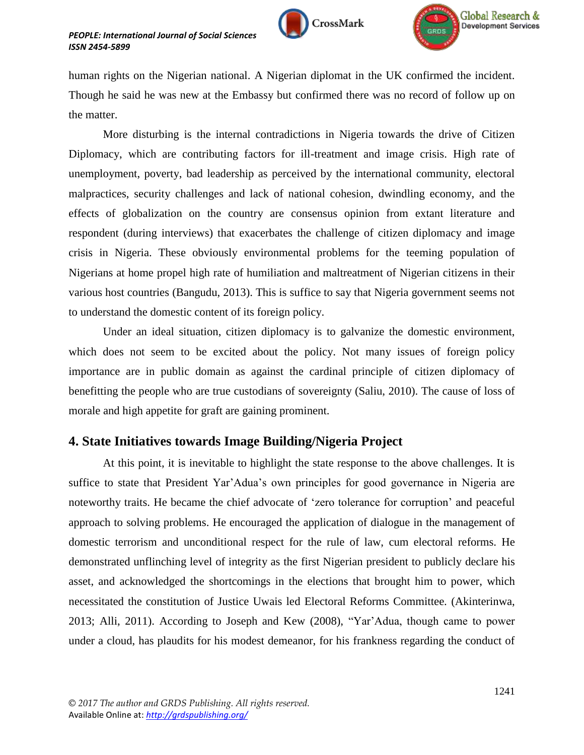human rights on the Nigerian national. A Nigerian diplomat in the UK confirmed the incident. Though he said he was new at the Embassy but confirmed there was no record of follow up on the matter.

More disturbing is the internal contradictions in Nigeria towards the drive of Citizen Diplomacy, which are contributing factors for ill-treatment and image crisis. High rate of unemployment, poverty, bad leadership as perceived by the international community, electoral malpractices, security challenges and lack of national cohesion, dwindling economy, and the effects of globalization on the country are consensus opinion from extant literature and respondent (during interviews) that exacerbates the challenge of citizen diplomacy and image crisis in Nigeria. These obviously environmental problems for the teeming population of Nigerians at home propel high rate of humiliation and maltreatment of Nigerian citizens in their various host countries (Bangudu, 2013). This is suffice to say that Nigeria government seems not to understand the domestic content of its foreign policy.

Under an ideal situation, citizen diplomacy is to galvanize the domestic environment, which does not seem to be excited about the policy. Not many issues of foreign policy importance are in public domain as against the cardinal principle of citizen diplomacy of benefitting the people who are true custodians of sovereignty (Saliu, 2010). The cause of loss of morale and high appetite for graft are gaining prominent.

## 4. State Initiatives towards Image Building/Nigeria Project

At this point, it is inevitable to highlight the state response to the above challenges. It is suffice to state that President Yar'Adua's own principles for good governance in Nigeria are noteworthy traits. He became the chief advocate of 'zero tolerance for corruption' and peaceful approach to solving problems. He encouraged the application of dialogue in the management of domestic terrorism and unconditional respect for the rule of law, cum electoral reforms. He demonstrated unflinching level of integrity as the first Nigerian president to publicly declare his asset, and acknowledged the shortcomings in the elections that brought him to power, which necessitated the constitution of Justice Uwais led Electoral Reforms Committee. (Akinterinwa, 2013; Alli, 2011). According to Joseph and Kew (2008), "Yar'Adua, though came to power under a cloud, has plaudits for his modest demeanor, for his frankness regarding the conduct of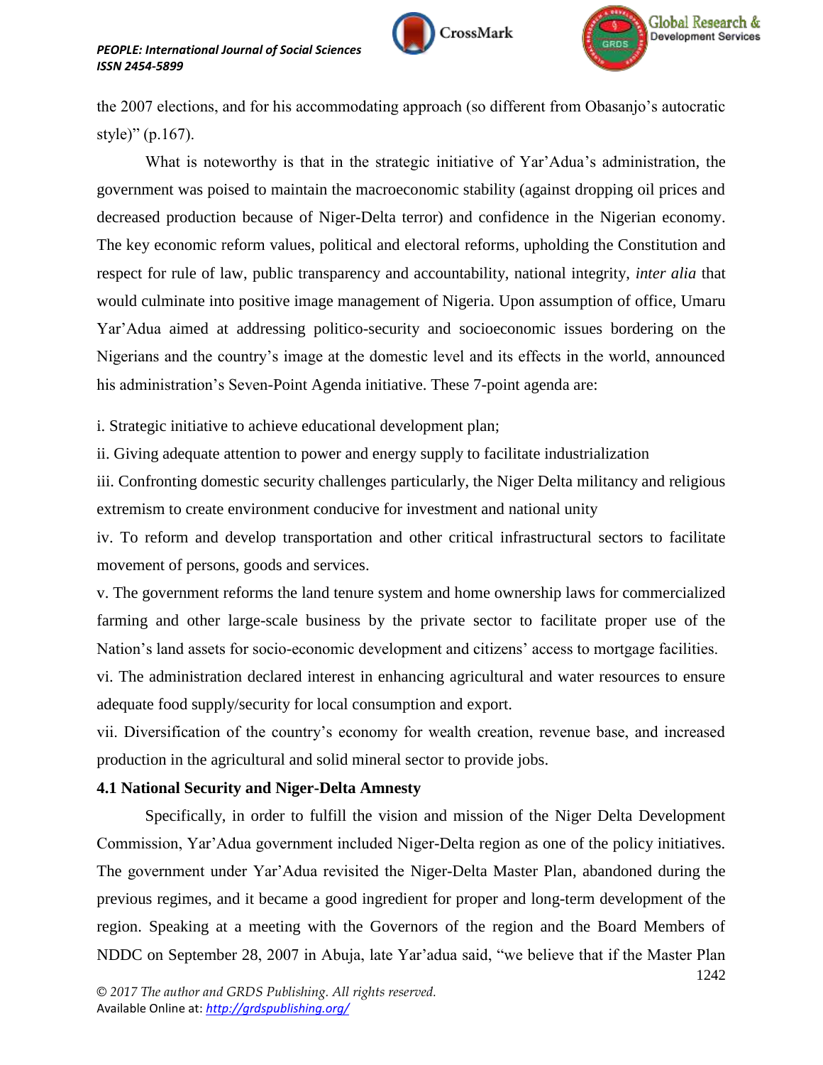the 2007 elections, and for his accommodating approach (so different from Obasanjo's autocratic style)" (p.167).

What is noteworthy is that in the strategic initiative of Yar'Adua's administration, the government was poised to maintain the macroeconomic stability (against dropping oil prices and decreased production because of Niger-Delta terror) and confidence in the Nigerian economy. The key economic reform values, political and electoral reforms, upholding the Constitution and respect for rule of law, public transparency and accountability, national integrity, *inter alia* that would culminate into positive image management of Nigeria. Upon assumption of office, Umaru Yar'Adua aimed at addressing politico-security and socioeconomic issues bordering on the Nigerians and the country's image at the domestic level and its effects in the world, announced his administration's Seven-Point Agenda initiative. These 7-point agenda are:

i. Strategic initiative to achieve educational development plan;

ii. Giving adequate attention to power and energy supply to facilitate industrialization

iii. Confronting domestic security challenges particularly, the Niger Delta militancy and religious extremism to create environment conducive for investment and national unity

iv. To reform and develop transportation and other critical infrastructural sectors to facilitate movement of persons, goods and services.

v. The government reforms the land tenure system and home ownership laws for commercialized farming and other large-scale business by the private sector to facilitate proper use of the Nation's land assets for socio-economic development and citizens' access to mortgage facilities.

vi. The administration declared interest in enhancing agricultural and water resources to ensure adequate food supply/security for local consumption and export.

vii. Diversification of the country's economy for wealth creation, revenue base, and increased production in the agricultural and solid mineral sector to provide jobs.

**4.1 National Security and Niger-Delta Amnesty**

Specifically, in order to fulfill the vision and mission of the Niger Delta Development Commission, Yar'Adua government included Niger-Delta region as one of the policy initiatives. The government under Yar'Adua revisited the Niger-Delta Master Plan, abandoned during the previous regimes, and it became a good ingredient for proper and long-term development of the region. Speaking at a meeting with the Governors of the region and the Board Members of NDDC on September 28, 2007 in Abuja, late Yar'adua said, "we believe that if the Master Plan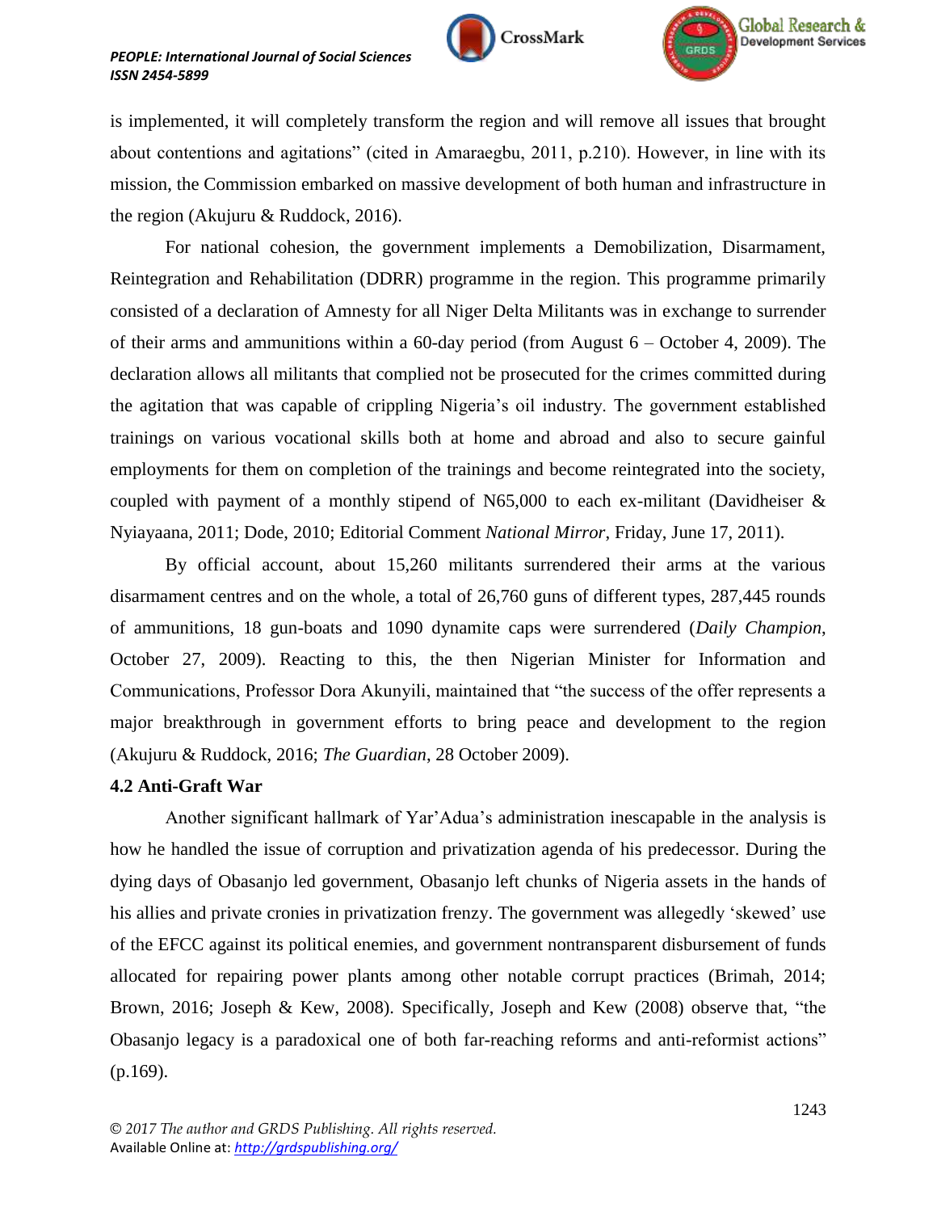is implemented, it will completely transform the region and will remove all issues that brought about contentions and agitations" (cited in Amaraegbu, 2011, p.210). However, in line with its mission, the Commission embarked on massive development of both human and infrastructure in the region (Akujuru & Ruddock, 2016).

For national cohesion, the government implements a Demobilization, Disarmament, Reintegration and Rehabilitation (DDRR) programme in the region. This programme primarily consisted of a declaration of Amnesty for all Niger Delta Militants was in exchange to surrender of their arms and ammunitions within a 60-day period (from August 6 – October 4, 2009). The declaration allows all militants that complied not be prosecuted for the crimes committed during the agitation that was capable of crippling Nigeria's oil industry. The government established trainings on various vocational skills both at home and abroad and also to secure gainful employments for them on completion of the trainings and become reintegrated into the society, coupled with payment of a monthly stipend of N65,000 to each ex-militant (Davidheiser & Nyiayaana, 2011; Dode, 2010; Editorial Comment *National Mirror*, Friday, June 17, 2011).

By official account, about 15,260 militants surrendered their arms at the various disarmament centres and on the whole, a total of 26,760 guns of different types, 287,445 rounds of ammunitions, 18 gun-boats and 1090 dynamite caps were surrendered (*Daily Champion*, October 27, 2009). Reacting to this, the then Nigerian Minister for Information and Communications, Professor Dora Akunyili, maintained that "the success of the offer represents a major breakthrough in government efforts to bring peace and development to the region (Akujuru & Ruddock, 2016; *The Guardian*, 28 October 2009).

### 4.2 Anti-Graft War

Another significant hallmark of Yar'Adua's administration inescapable in the analysis is how he handled the issue of corruption and privatization agenda of his predecessor. During the dying days of Obasanjo led government, Obasanjo left chunks of Nigeria assets in the hands of his allies and private cronies in privatization frenzy. The government was allegedly 'skewed' use of the EFCC against its political enemies, and government nontransparent disbursement of funds allocated for repairing power plants among other notable corrupt practices (Brimah, 2014; Brown, 2016; Joseph & Kew, 2008). Specifically, Joseph and Kew (2008) observe that, "the Obasanjo legacy is a paradoxical one of both far-reaching reforms and anti-reformist actions" (p.169).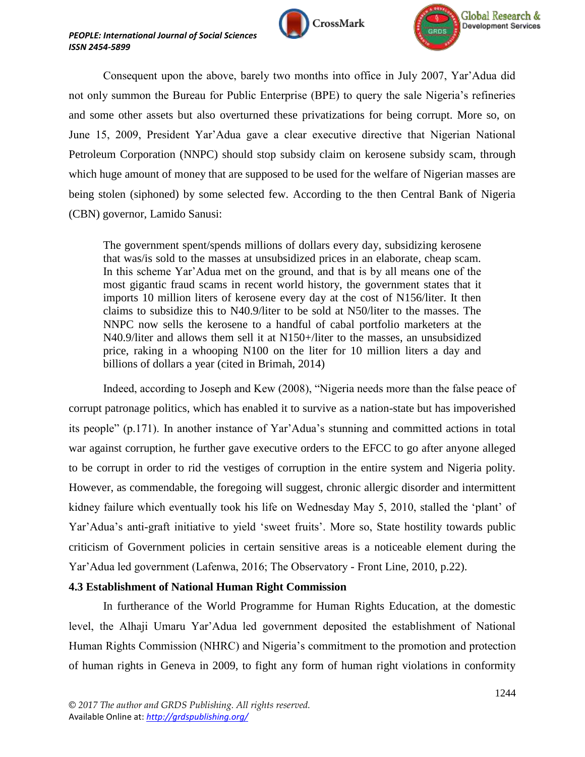Consequent upon the above, barely two months into office in July 2007, Yar'Adua did not only summon the Bureau for Public Enterprise (BPE) to query the sale Nigeria's refineries and some other assets but also overturned these privatizations for being corrupt. More so, on June 15, 2009, President Yar'Adua gave a clear executive directive that Nigerian National Petroleum Corporation (NNPC) should stop subsidy claim on kerosene subsidy scam, through which huge amount of money that are supposed to be used for the welfare of Nigerian masses are being stolen (siphoned) by some selected few. According to the then Central Bank of Nigeria (CBN) governor, Lamido Sanusi:

> The government spent/spends millions of dollars every day, subsidizing kerosene that was/is sold to the masses at unsubsidized prices in an elaborate, cheap scam. In this scheme Yar'Adua met on the ground, and that is by all means one of the most gigantic fraud scams in recent world history, the government states that it imports 10 million liters of kerosene every day at the cost of N156/liter. It then claims to subsidize this to N40.9/liter to be sold at N50/liter to the masses. The NNPC now sells the kerosene to a handful of cabal portfolio marketers at the N40.9/liter and allows them sell it at N150+/liter to the masses, an unsubsidized price, raking in a whooping N100 on the liter for 10 million liters a day and billions of dollars a year (cited in Brimah, 2014)

Indeed, according to Joseph and Kew (2008), "Nigeria needs more than the false peace of corrupt patronage politics, which has enabled it to survive as a nation-state but has impoverished its people" (p.171). In another instance of Yar'Adua's stunning and committed actions in total war against corruption, he further gave executive orders to the EFCC to go after anyone alleged to be corrupt in order to rid the vestiges of corruption in the entire system and Nigeria polity. However, as commendable, the foregoing will suggest, chronic allergic disorder and intermittent kidney failure which eventually took his life on Wednesday May 5, 2010, stalled the 'plant' of Yar'Adua's anti-graft initiative to yield 'sweet fruits'. More so, State hostility towards public criticism of Government policies in certain sensitive areas is a noticeable element during the Yar'Adua led government (Lafenwa, 2016; The Observatory - Front Line, 2010, p.22).

### 4.3 Establishment of National Human Right Commission

In furtherance of the World Programme for Human Rights Education, at the domestic level, the Alhaji Umaru Yar'Adua led government deposited the establishment of National Human Rights Commission (NHRC) and Nigeria's commitment to the promotion and protection of human rights in Geneva in 2009, to fight any form of human right violations in conformity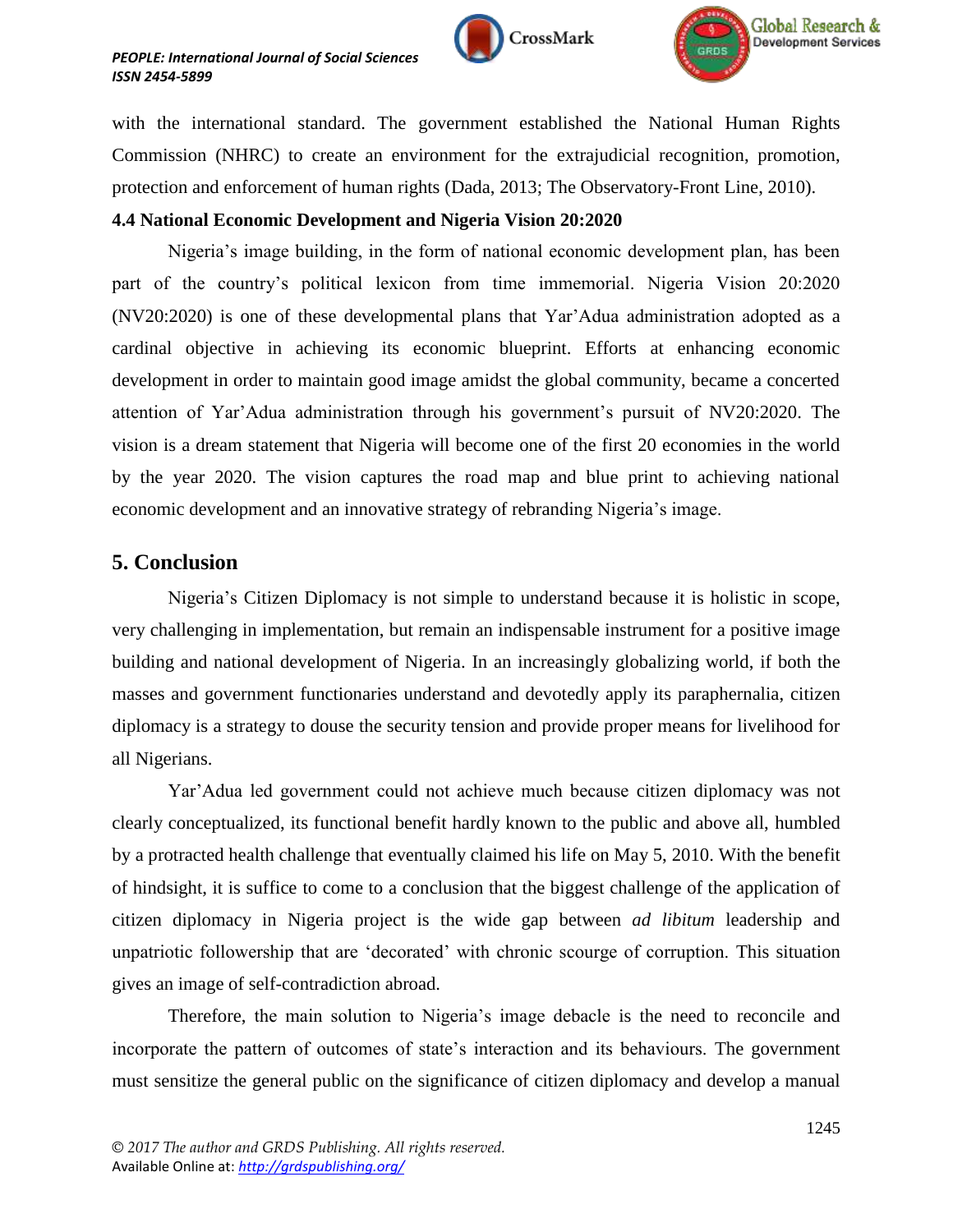with the international standard. The government established the National Human Rights Commission (NHRC) to create an environment for the extrajudicial recognition, promotion, protection and enforcement of human rights (Dada, 2013; The Observatory-Front Line, 2010).

**4.4 National Economic Development and Nigeria Vision 20:2020**

Nigeria's image building, in the form of national economic development plan, has been part of the country's political lexicon from time immemorial. Nigeria Vision 20:2020 (NV20:2020) is one of these developmental plans that Yar'Adua administration adopted as a cardinal objective in achieving its economic blueprint. Efforts at enhancing economic development in order to maintain good image amidst the global community, became a concerted attention of Yar'Adua administration through his government's pursuit of NV20:2020. The vision is a dream statement that Nigeria will become one of the first 20 economies in the world by the year 2020. The vision captures the road map and blue print to achieving national economic development and an innovative strategy of rebranding Nigeria's image.

## 5. Conclusion

Nigeria's Citizen Diplomacy is not simple to understand because it is holistic in scope, very challenging in implementation, but remain an indispensable instrument for a positive image building and national development of Nigeria. In an increasingly globalizing world, if both the masses and government functionaries understand and devotedly apply its paraphernalia, citizen diplomacy is a strategy to douse the security tension and provide proper means for livelihood for all Nigerians.

Yar'Adua led government could not achieve much because citizen diplomacy was not clearly conceptualized, its functional benefit hardly known to the public and above all, humbled by a protracted health challenge that eventually claimed his life on May 5, 2010. With the benefit of hindsight, it is suffice to come to a conclusion that the biggest challenge of the application of citizen diplomacy in Nigeria project is the wide gap between *ad libitum* leadership and unpatriotic followership that are 'decorated' with chronic scourge of corruption. This situation gives an image of self-contradiction abroad.

Therefore, the main solution to Nigeria's image debacle is the need to reconcile and incorporate the pattern of outcomes of state's interaction and its behaviours. The government must sensitize the general public on the significance of citizen diplomacy and develop a manual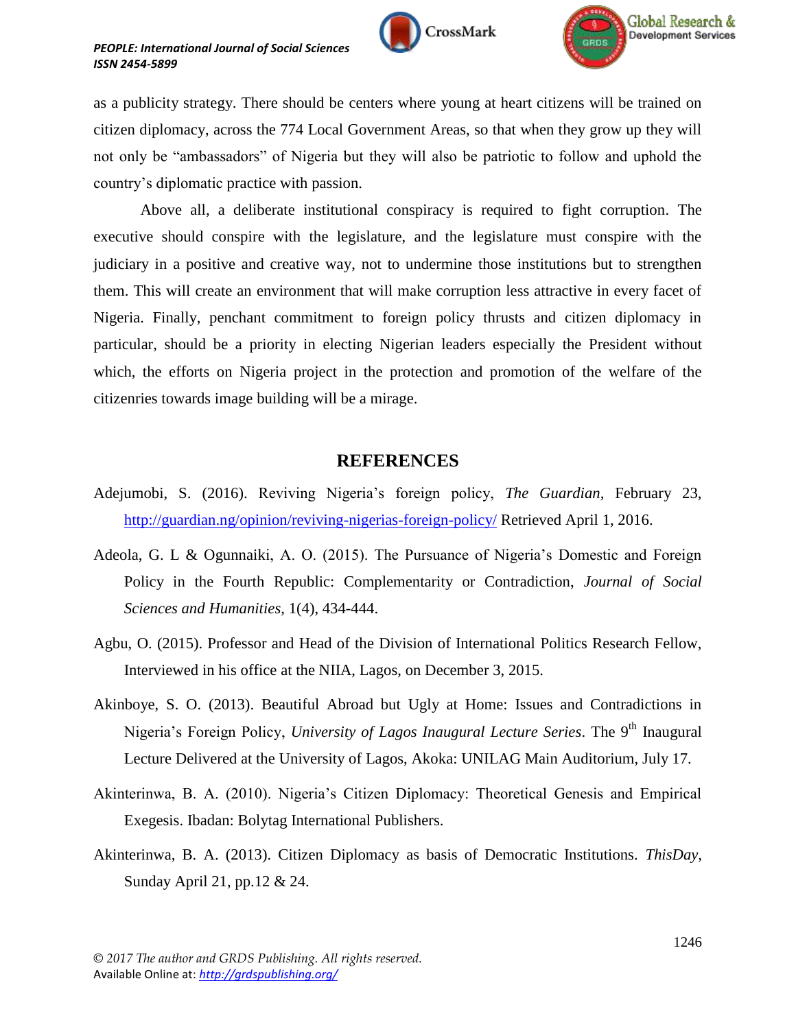as a publicity strategy. There should be centers where young at heart citizens will be trained on citizen diplomacy, across the 774 Local Government Areas, so that when they grow up they will not only be "ambassadors" of Nigeria but they will also be patriotic to follow and uphold the country's diplomatic practice with passion.

Above all, a deliberate institutional conspiracy is required to fight corruption. The executive should conspire with the legislature, and the legislature must conspire with the judiciary in a positive and creative way, not to undermine those institutions but to strengthen them. This will create an environment that will make corruption less attractive in every facet of Nigeria. Finally, penchant commitment to foreign policy thrusts and citizen diplomacy in particular, should be a priority in electing Nigerian leaders especially the President without which, the efforts on Nigeria project in the protection and promotion of the welfare of the citizenries towards image building will be a mirage.

## REFERENCES

Adejumobi, S. (2016). Reviving Nigeria's foreign policy, *The Guardian*, February 23, http://guardian.ng/opinion/reviving-nigerias-foreign-policy/ Retrieved April 1, 2016.

Adeola, G. L & Ogunnaiki, A. O. (2015). The Pursuance of Nigeria's Domestic and Foreign Policy in the Fourth Republic: Complementarity or Contradiction, *Journal of Social Sciences and Humanities*, 1(4), 434-444.

Agbu, O. (2015). Professor and Head of the Division of International Politics Research Fellow, Interviewed in his office at the NIIA, Lagos, on December 3, 2015.

Akinboye, S. O. (2013). Beautiful Abroad but Ugly at Home: Issues and Contradictions in Nigeria's Foreign Policy, *University of Lagos Inaugural Lecture Series*. The 9th Inaugural Lecture Delivered at the University of Lagos, Akoka: UNILAG Main Auditorium, July 17.

Akinterinwa, B. A. (2010). Nigeria's Citizen Diplomacy: Theoretical Genesis and Empirical Exegesis. Ibadan: Bolytag International Publishers.

Akinterinwa, B. A. (2013). Citizen Diplomacy as basis of Democratic Institutions. *ThisDay*, Sunday April 21, pp.12 & 24.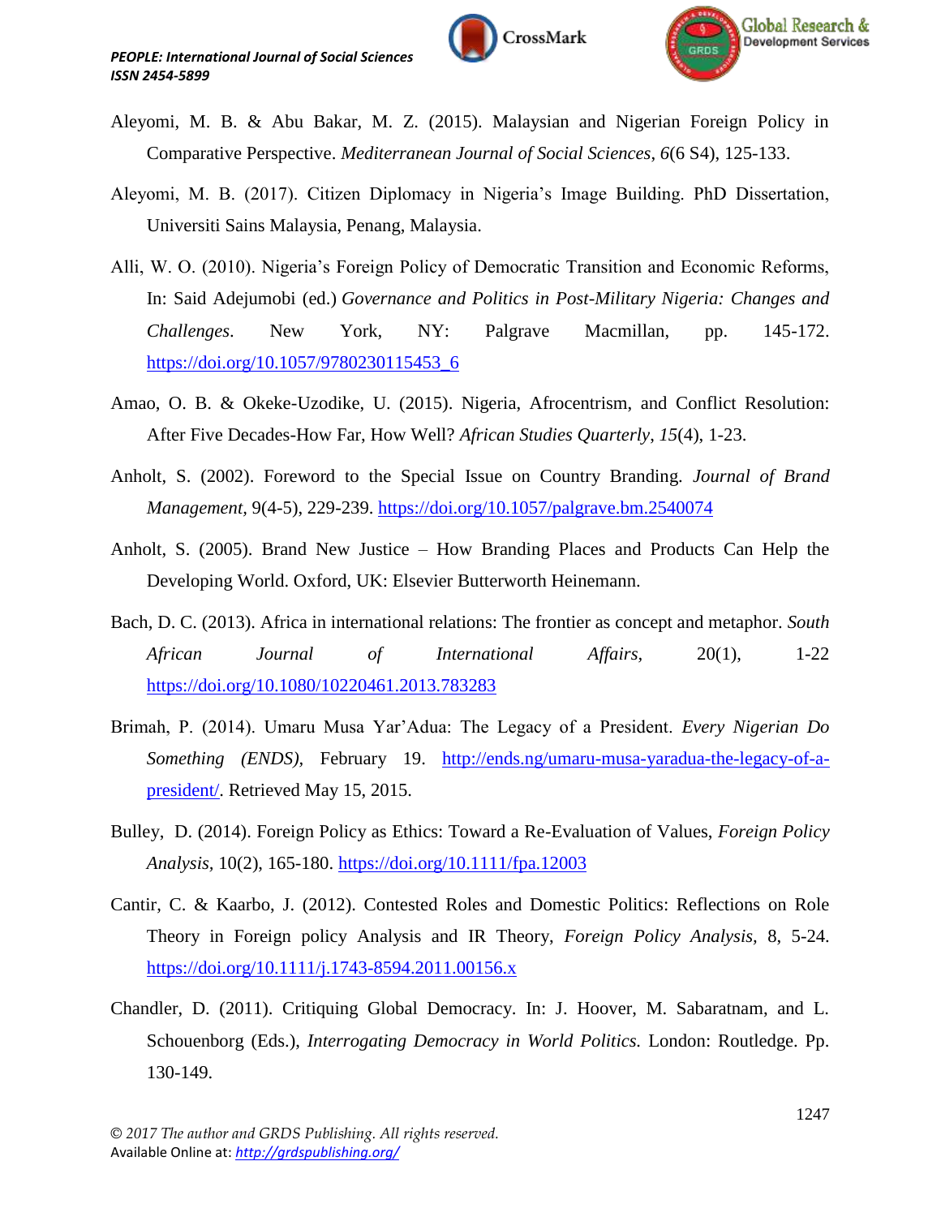Aleyomi, M. B. & Abu Bakar, M. Z. (2015). Malaysian and Nigerian Foreign Policy in Comparative Perspective. *Mediterranean Journal of Social Sciences, 6*(6 S4), 125-133.

Aleyomi, M. B. (2017). Citizen Diplomacy in Nigeria's Image Building. PhD Dissertation, Universiti Sains Malaysia, Penang, Malaysia.

Alli, W. O. (2010). Nigeria's Foreign Policy of Democratic Transition and Economic Reforms, In: Said Adejumobi (ed.) *Governance and Politics in Post-Military Nigeria: Changes and Challenges*. New York, NY: Palgrave Macmillan, pp. 145-172. https://doi.org/10.1057/9780230115453_6

Amao, O. B. & Okeke-Uzodike, U. (2015). Nigeria, Afrocentrism, and Conflict Resolution: After Five Decades-How Far, How Well? *African Studies Quarterly*, *15*(4), 1-23.

Anholt, S. (2002). Foreword to the Special Issue on Country Branding. *Journal of Brand Management,* 9(4-5), 229-239. https://doi.org/10.1057/palgrave.bm.2540074

Anholt, S. (2005). Brand New Justice – How Branding Places and Products Can Help the Developing World. Oxford, UK: Elsevier Butterworth Heinemann.

Bach, D. C. (2013). Africa in international relations: The frontier as concept and metaphor. *South African Journal of International Affairs,* 20(1), 1-22 https://doi.org/10.1080/10220461.2013.783283

Brimah, P. (2014). Umaru Musa Yar'Adua: The Legacy of a President. *Every Nigerian Do Something (ENDS),* February 19. http://ends.ng/umaru-musa-yaradua-the-legacy-of-a-president/. Retrieved May 15, 2015.

Bulley, D. (2014). Foreign Policy as Ethics: Toward a Re-Evaluation of Values, *Foreign Policy Analysis*, 10(2), 165-180. https://doi.org/10.1111/fpa.12003

Cantir, C. & Kaarbo, J. (2012). Contested Roles and Domestic Politics: Reflections on Role Theory in Foreign policy Analysis and IR Theory, *Foreign Policy Analysis,* 8, 5-24. https://doi.org/10.1111/j.1743-8594.2011.00156.x

Chandler, D. (2011). Critiquing Global Democracy. In: J. Hoover, M. Sabaratnam, and L. Schouenborg (Eds.), *Interrogating Democracy in World Politics.* London: Routledge. Pp. 130-149.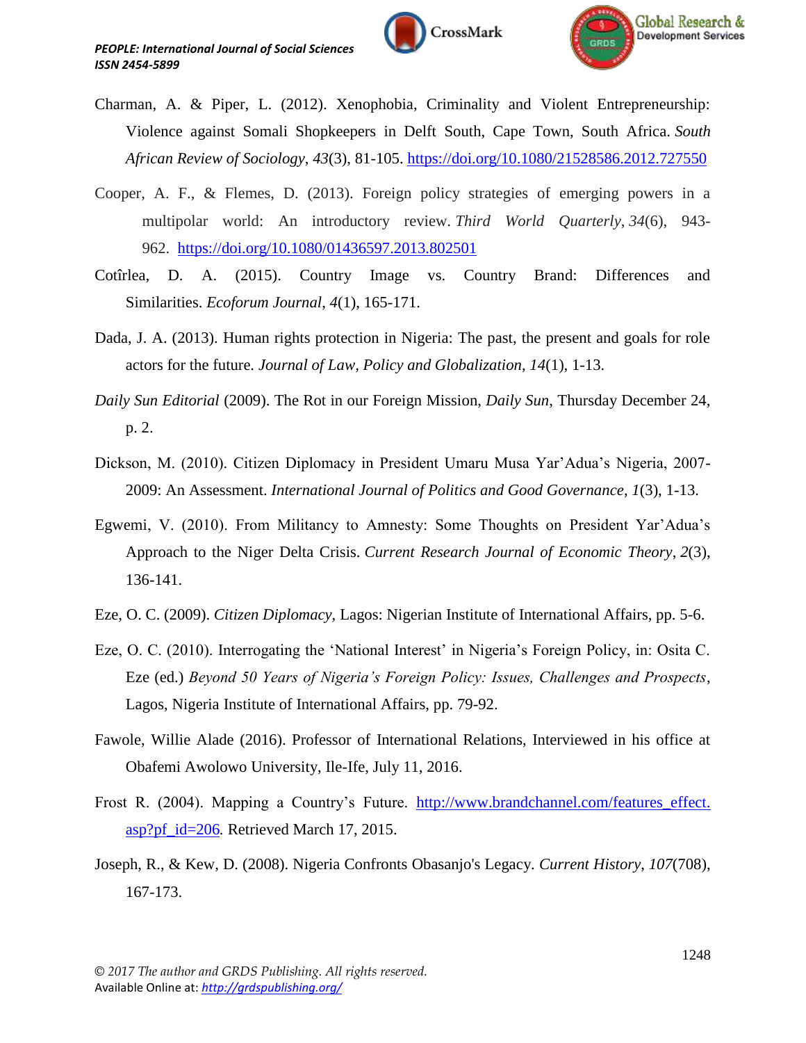Charman, A. & Piper, L. (2012). Xenophobia, Criminality and Violent Entrepreneurship: Violence against Somali Shopkeepers in Delft South, Cape Town, South Africa. *South African Review of Sociology*, *43*(3), 81-105. https://doi.org/10.1080/21528586.2012.727550

Cooper, A. F., & Flemes, D. (2013). Foreign policy strategies of emerging powers in a multipolar world: An introductory review. *Third World Quarterly*, *34*(6), 943-962. https://doi.org/10.1080/01436597.2013.802501

Cotîrlea, D. A. (2015). Country Image vs. Country Brand: Differences and Similarities. *Ecoforum Journal*, *4*(1), 165-171.

Dada, J. A. (2013). Human rights protection in Nigeria: The past, the present and goals for role actors for the future. *Journal of Law, Policy and Globalization*, *14*(1), 1-13.

*Daily Sun Editorial* (2009). The Rot in our Foreign Mission, *Daily Sun*, Thursday December 24, p. 2.

Dickson, M. (2010). Citizen Diplomacy in President Umaru Musa Yar'Adua's Nigeria, 2007-2009: An Assessment. *International Journal of Politics and Good Governance*, *1*(3), 1-13.

Egwemi, V. (2010). From Militancy to Amnesty: Some Thoughts on President Yar'Adua's Approach to the Niger Delta Crisis. *Current Research Journal of Economic Theory*, *2*(3), 136-141.

Eze, O. C. (2009). *Citizen Diplomacy,* Lagos: Nigerian Institute of International Affairs, pp. 5-6.

Eze, O. C. (2010). Interrogating the 'National Interest' in Nigeria's Foreign Policy, in: Osita C. Eze (ed.) *Beyond 50 Years of Nigeria's Foreign Policy: Issues, Challenges and Prospects*, Lagos, Nigeria Institute of International Affairs, pp. 79-92.

Fawole, Willie Alade (2016). Professor of International Relations, Interviewed in his office at Obafemi Awolowo University, Ile-Ife, July 11, 2016.

Frost R. (2004). Mapping a Country's Future. http://www.brandchannel.com/features_effect.asp?pf_id=206. Retrieved March 17, 2015.

Joseph, R., & Kew, D. (2008). Nigeria Confronts Obasanjo's Legacy. *Current History*, *107*(708), 167-173.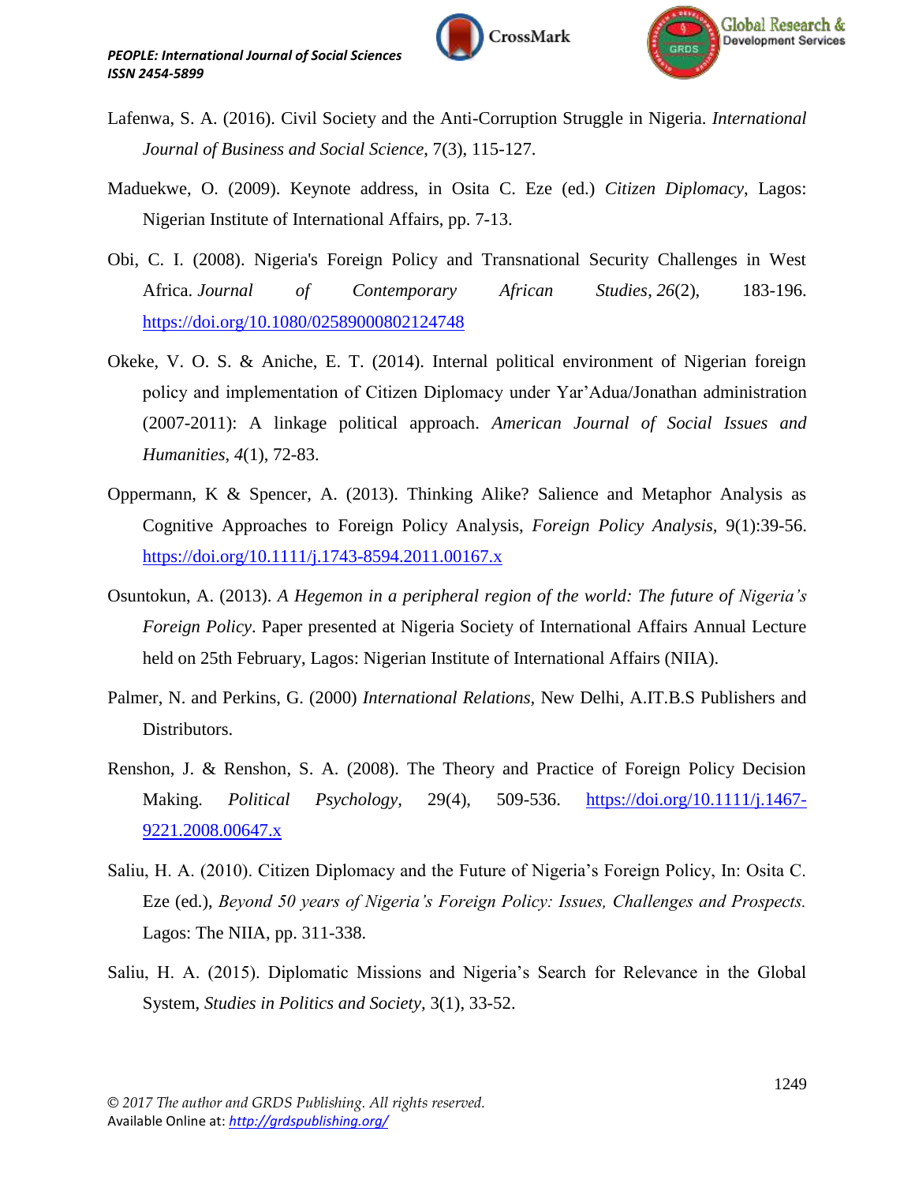Lafenwa, S. A. (2016). Civil Society and the Anti-Corruption Struggle in Nigeria. *International Journal of Business and Social Science*, 7(3), 115-127.

Maduekwe, O. (2009). Keynote address, in Osita C. Eze (ed.) *Citizen Diplomacy*, Lagos: Nigerian Institute of International Affairs, pp. 7-13.

Obi, C. I. (2008). Nigeria's Foreign Policy and Transnational Security Challenges in West Africa. *Journal of Contemporary African Studies*, *26*(2), 183-196. https://doi.org/10.1080/02589000802124748

Okeke, V. O. S. & Aniche, E. T. (2014). Internal political environment of Nigerian foreign policy and implementation of Citizen Diplomacy under Yar'Adua/Jonathan administration (2007-2011): A linkage political approach. *American Journal of Social Issues and Humanities*, *4*(1), 72-83.

Oppermann, K & Spencer, A. (2013). Thinking Alike? Salience and Metaphor Analysis as Cognitive Approaches to Foreign Policy Analysis, *Foreign Policy Analysis*, 9(1):39-56. https://doi.org/10.1111/j.1743-8594.2011.00167.x

Osuntokun, A. (2013). *A Hegemon in a peripheral region of the world: The future of Nigeria's Foreign Policy*. Paper presented at Nigeria Society of International Affairs Annual Lecture held on 25th February, Lagos: Nigerian Institute of International Affairs (NIIA).

Palmer, N. and Perkins, G. (2000) *International Relations*, New Delhi, A.IT.B.S Publishers and Distributors.

Renshon, J. & Renshon, S. A. (2008). The Theory and Practice of Foreign Policy Decision Making. *Political Psychology*, 29(4), 509-536. https://doi.org/10.1111/j.1467-9221.2008.00647.x

Saliu, H. A. (2010). Citizen Diplomacy and the Future of Nigeria's Foreign Policy, In: Osita C. Eze (ed.), *Beyond 50 years of Nigeria's Foreign Policy: Issues, Challenges and Prospects.* Lagos: The NIIA, pp. 311-338.

Saliu, H. A. (2015). Diplomatic Missions and Nigeria's Search for Relevance in the Global System, *Studies in Politics and Society*, 3(1), 33-52.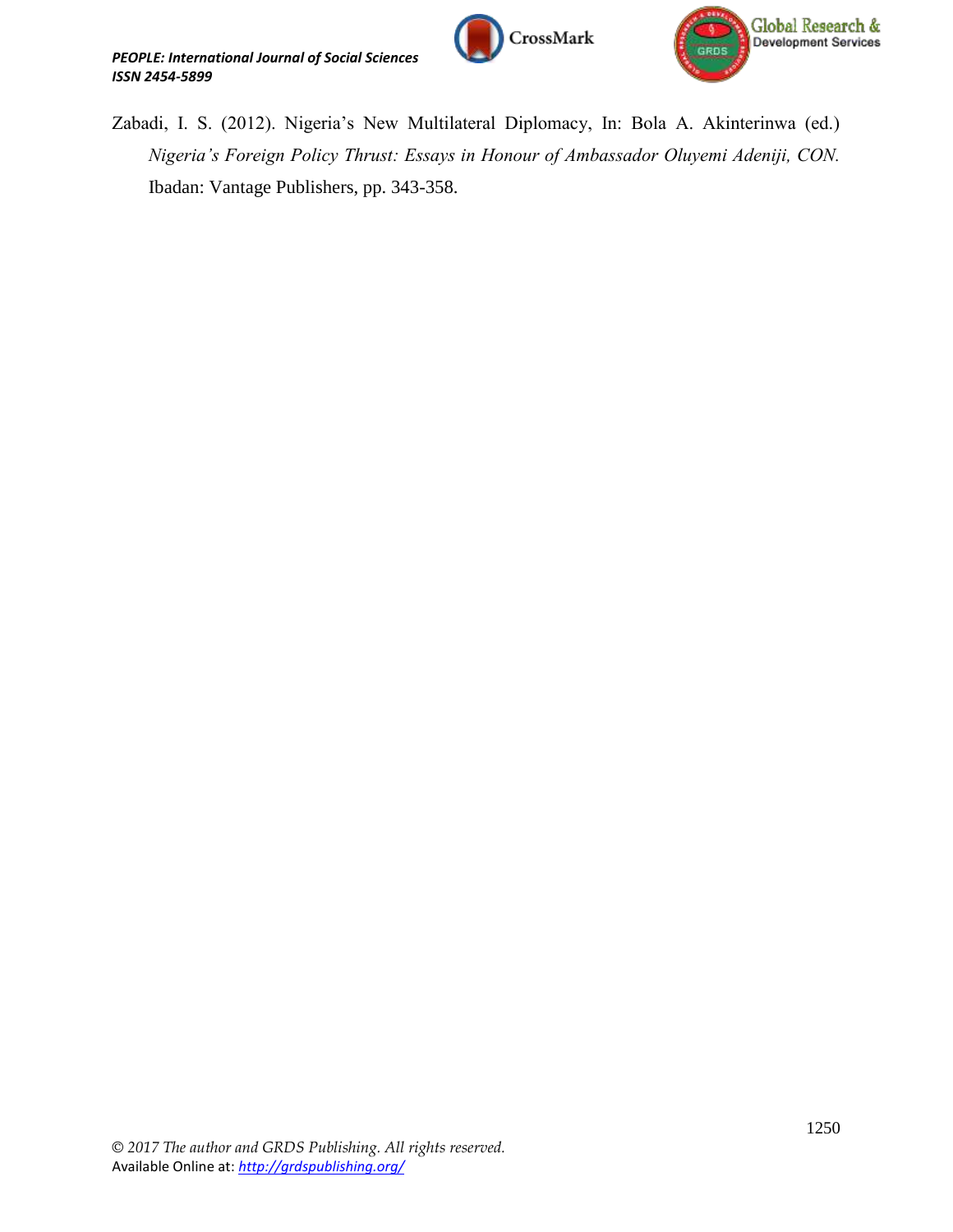Zabadi, I. S. (2012). Nigeria's New Multilateral Diplomacy, In: Bola A. Akinterinwa (ed.) *Nigeria's Foreign Policy Thrust: Essays in Honour of Ambassador Oluyemi Adeniji, CON.* Ibadan: Vantage Publishers, pp. 343-358.